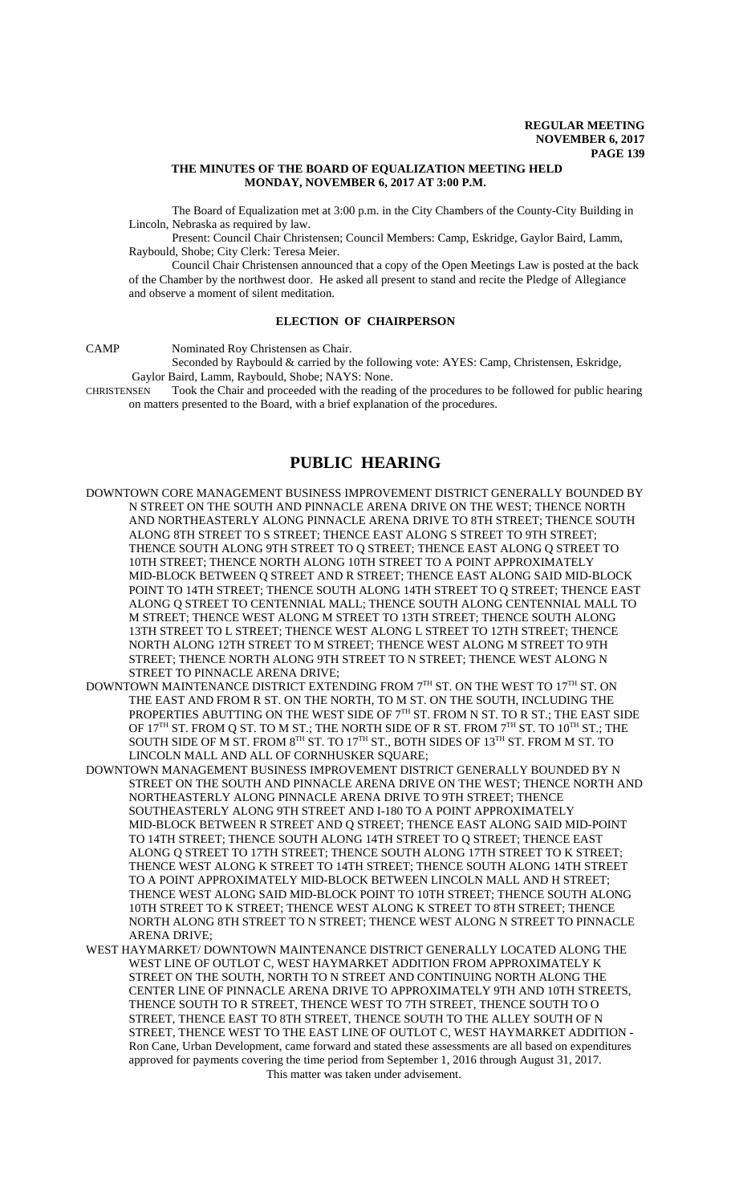**THE MINUTES OF THE BOARD OF EQUALIZATION MEETING HELD MONDAY, NOVEMBER 6, 2017 AT 3:00 P.M.**

The Board of Equalization met at 3:00 p.m. in the City Chambers of the County-City Building in Lincoln, Nebraska as required by law.

Present: Council Chair Christensen; Council Members: Camp, Eskridge, Gaylor Baird, Lamm, Raybould, Shobe; City Clerk: Teresa Meier.

Council Chair Christensen announced that a copy of the Open Meetings Law is posted at the back of the Chamber by the northwest door. He asked all present to stand and recite the Pledge of Allegiance and observe a moment of silent meditation.

## ELECTION OF CHAIRPERSON

CAMP Nominated Roy Christensen as Chair.

Seconded by Raybould & carried by the following vote: AYES: Camp, Christensen, Eskridge, Gaylor Baird, Lamm, Raybould, Shobe; NAYS: None.

CHRISTENSEN Took the Chair and proceeded with the reading of the procedures to be followed for public hearing on matters presented to the Board, with a brief explanation of the procedures.

# PUBLIC HEARING

DOWNTOWN CORE MANAGEMENT BUSINESS IMPROVEMENT DISTRICT GENERALLY BOUNDED BY N STREET ON THE SOUTH AND PINNACLE ARENA DRIVE ON THE WEST; THENCE NORTH AND NORTHEASTERLY ALONG PINNACLE ARENA DRIVE TO 8TH STREET; THENCE SOUTH ALONG 8TH STREET TO S STREET; THENCE EAST ALONG S STREET TO 9TH STREET; THENCE SOUTH ALONG 9TH STREET TO Q STREET; THENCE EAST ALONG Q STREET TO 10TH STREET; THENCE NORTH ALONG 10TH STREET TO A POINT APPROXIMATELY MID-BLOCK BETWEEN Q STREET AND R STREET; THENCE EAST ALONG SAID MID-BLOCK POINT TO 14TH STREET; THENCE SOUTH ALONG 14TH STREET TO Q STREET; THENCE EAST ALONG Q STREET TO CENTENNIAL MALL; THENCE SOUTH ALONG CENTENNIAL MALL TO M STREET; THENCE WEST ALONG M STREET TO 13TH STREET; THENCE SOUTH ALONG 13TH STREET TO L STREET; THENCE WEST ALONG L STREET TO 12TH STREET; THENCE NORTH ALONG 12TH STREET TO M STREET; THENCE WEST ALONG M STREET TO 9TH STREET; THENCE NORTH ALONG 9TH STREET TO N STREET; THENCE WEST ALONG N STREET TO PINNACLE ARENA DRIVE;

DOWNTOWN MAINTENANCE DISTRICT EXTENDING FROM 7TH ST. ON THE WEST TO 17TH ST. ON THE EAST AND FROM R ST. ON THE NORTH, TO M ST. ON THE SOUTH, INCLUDING THE PROPERTIES ABUTTING ON THE WEST SIDE OF 7TH ST. FROM N ST. TO R ST.; THE EAST SIDE OF 17TH ST. FROM Q ST. TO M ST.; THE NORTH SIDE OF R ST. FROM 7TH ST. TO 10TH ST.; THE SOUTH SIDE OF M ST. FROM 8TH ST. TO 17TH ST., BOTH SIDES OF 13TH ST. FROM M ST. TO LINCOLN MALL AND ALL OF CORNHUSKER SQUARE;

DOWNTOWN MANAGEMENT BUSINESS IMPROVEMENT DISTRICT GENERALLY BOUNDED BY N STREET ON THE SOUTH AND PINNACLE ARENA DRIVE ON THE WEST; THENCE NORTH AND NORTHEASTERLY ALONG PINNACLE ARENA DRIVE TO 9TH STREET; THENCE SOUTHEASTERLY ALONG 9TH STREET AND I-180 TO A POINT APPROXIMATELY MID-BLOCK BETWEEN R STREET AND Q STREET; THENCE EAST ALONG SAID MID-POINT TO 14TH STREET; THENCE SOUTH ALONG 14TH STREET TO Q STREET; THENCE EAST ALONG Q STREET TO 17TH STREET; THENCE SOUTH ALONG 17TH STREET TO K STREET; THENCE WEST ALONG K STREET TO 14TH STREET; THENCE SOUTH ALONG 14TH STREET TO A POINT APPROXIMATELY MID-BLOCK BETWEEN LINCOLN MALL AND H STREET; THENCE WEST ALONG SAID MID-BLOCK POINT TO 10TH STREET; THENCE SOUTH ALONG 10TH STREET TO K STREET; THENCE WEST ALONG K STREET TO 8TH STREET; THENCE NORTH ALONG 8TH STREET TO N STREET; THENCE WEST ALONG N STREET TO PINNACLE ARENA DRIVE;

WEST HAYMARKET/ DOWNTOWN MAINTENANCE DISTRICT GENERALLY LOCATED ALONG THE WEST LINE OF OUTLOT C, WEST HAYMARKET ADDITION FROM APPROXIMATELY K STREET ON THE SOUTH, NORTH TO N STREET AND CONTINUING NORTH ALONG THE CENTER LINE OF PINNACLE ARENA DRIVE TO APPROXIMATELY 9TH AND 10TH STREETS, THENCE SOUTH TO R STREET, THENCE WEST TO 7TH STREET, THENCE SOUTH TO O STREET, THENCE EAST TO 8TH STREET, THENCE SOUTH TO THE ALLEY SOUTH OF N STREET, THENCE WEST TO THE EAST LINE OF OUTLOT C, WEST HAYMARKET ADDITION - Ron Cane, Urban Development, came forward and stated these assessments are all based on expenditures approved for payments covering the time period from September 1, 2016 through August 31, 2017.

This matter was taken under advisement.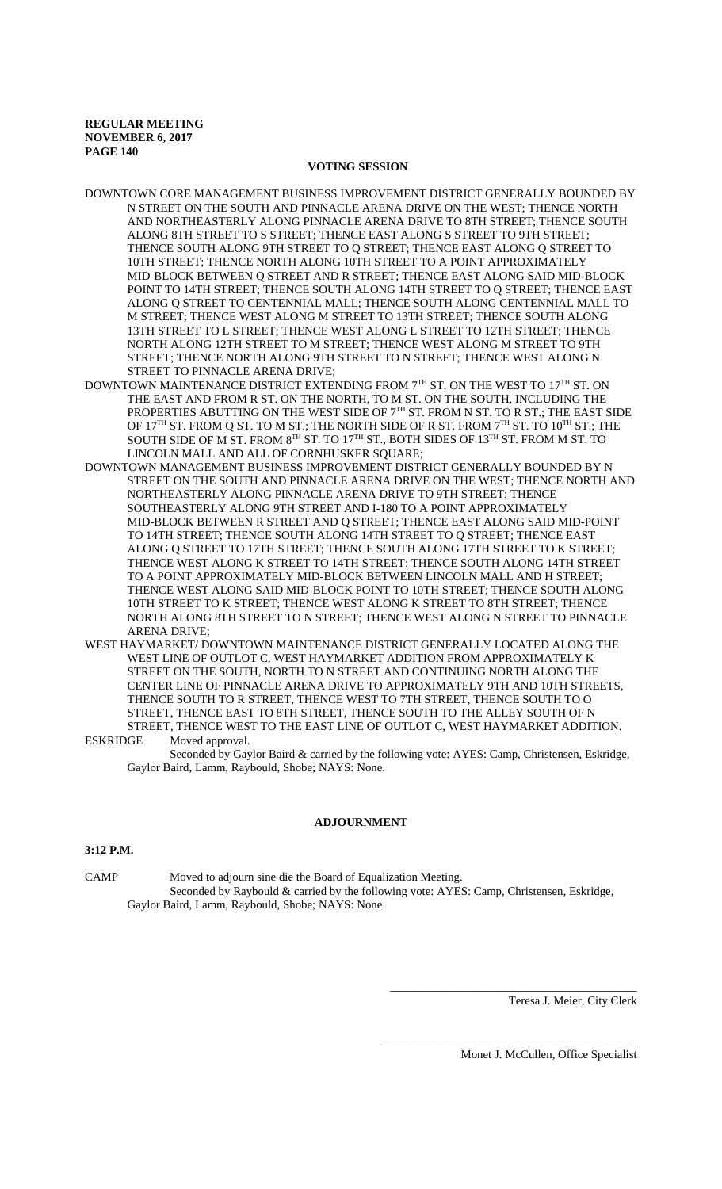**REGULAR MEETING**
**NOVEMBER 6, 2017**

## VOTING SESSION

DOWNTOWN CORE MANAGEMENT BUSINESS IMPROVEMENT DISTRICT GENERALLY BOUNDED BY N STREET ON THE SOUTH AND PINNACLE ARENA DRIVE ON THE WEST; THENCE NORTH AND NORTHEASTERLY ALONG PINNACLE ARENA DRIVE TO 8TH STREET; THENCE SOUTH ALONG 8TH STREET TO S STREET; THENCE EAST ALONG S STREET TO 9TH STREET; THENCE SOUTH ALONG 9TH STREET TO Q STREET; THENCE EAST ALONG Q STREET TO 10TH STREET; THENCE NORTH ALONG 10TH STREET TO A POINT APPROXIMATELY MID-BLOCK BETWEEN Q STREET AND R STREET; THENCE EAST ALONG SAID MID-BLOCK POINT TO 14TH STREET; THENCE SOUTH ALONG 14TH STREET TO Q STREET; THENCE EAST ALONG Q STREET TO CENTENNIAL MALL; THENCE SOUTH ALONG CENTENNIAL MALL TO M STREET; THENCE WEST ALONG M STREET TO 13TH STREET; THENCE SOUTH ALONG 13TH STREET TO L STREET; THENCE WEST ALONG L STREET TO 12TH STREET; THENCE NORTH ALONG 12TH STREET TO M STREET; THENCE WEST ALONG M STREET TO 9TH STREET; THENCE NORTH ALONG 9TH STREET TO N STREET; THENCE WEST ALONG N STREET TO PINNACLE ARENA DRIVE;

DOWNTOWN MAINTENANCE DISTRICT EXTENDING FROM 7TH ST. ON THE WEST TO 17TH ST. ON THE EAST AND FROM R ST. ON THE NORTH, TO M ST. ON THE SOUTH, INCLUDING THE PROPERTIES ABUTTING ON THE WEST SIDE OF 7TH ST. FROM N ST. TO R ST.; THE EAST SIDE OF 17TH ST. FROM Q ST. TO M ST.; THE NORTH SIDE OF R ST. FROM 7TH ST. TO 10TH ST.; THE SOUTH SIDE OF M ST. FROM 8TH ST. TO 17TH ST., BOTH SIDES OF 13TH ST. FROM M ST. TO LINCOLN MALL AND ALL OF CORNHUSKER SQUARE;

DOWNTOWN MANAGEMENT BUSINESS IMPROVEMENT DISTRICT GENERALLY BOUNDED BY N STREET ON THE SOUTH AND PINNACLE ARENA DRIVE ON THE WEST; THENCE NORTH AND NORTHEASTERLY ALONG PINNACLE ARENA DRIVE TO 9TH STREET; THENCE SOUTHEASTERLY ALONG 9TH STREET AND I-180 TO A POINT APPROXIMATELY MID-BLOCK BETWEEN R STREET AND Q STREET; THENCE EAST ALONG SAID MID-POINT TO 14TH STREET; THENCE SOUTH ALONG 14TH STREET TO Q STREET; THENCE EAST ALONG Q STREET TO 17TH STREET; THENCE SOUTH ALONG 17TH STREET TO K STREET; THENCE WEST ALONG K STREET TO 14TH STREET; THENCE SOUTH ALONG 14TH STREET TO A POINT APPROXIMATELY MID-BLOCK BETWEEN LINCOLN MALL AND H STREET; THENCE WEST ALONG SAID MID-BLOCK POINT TO 10TH STREET; THENCE SOUTH ALONG 10TH STREET TO K STREET; THENCE WEST ALONG K STREET TO 8TH STREET; THENCE NORTH ALONG 8TH STREET TO N STREET; THENCE WEST ALONG N STREET TO PINNACLE ARENA DRIVE;

WEST HAYMARKET/ DOWNTOWN MAINTENANCE DISTRICT GENERALLY LOCATED ALONG THE WEST LINE OF OUTLOT C, WEST HAYMARKET ADDITION FROM APPROXIMATELY K STREET ON THE SOUTH, NORTH TO N STREET AND CONTINUING NORTH ALONG THE CENTER LINE OF PINNACLE ARENA DRIVE TO APPROXIMATELY 9TH AND 10TH STREETS, THENCE SOUTH TO R STREET, THENCE WEST TO 7TH STREET, THENCE SOUTH TO O STREET, THENCE EAST TO 8TH STREET, THENCE SOUTH TO THE ALLEY SOUTH OF N STREET, THENCE WEST TO THE EAST LINE OF OUTLOT C, WEST HAYMARKET ADDITION.

ESKRIDGE Moved approval.
Seconded by Gaylor Baird & carried by the following vote: AYES: Camp, Christensen, Eskridge, Gaylor Baird, Lamm, Raybould, Shobe; NAYS: None.

## ADJOURNMENT

**3:12 P.M.**

CAMP Moved to adjourn sine die the Board of Equalization Meeting.
Seconded by Raybould & carried by the following vote: AYES: Camp, Christensen, Eskridge, Gaylor Baird, Lamm, Raybould, Shobe; NAYS: None.

\_\_\_\_\_\_\_\_\_\_\_\_\_\_\_\_\_\_\_\_\_\_\_\_\_\_\_\_\_\_\_\_\_\_\_\_\_\_\_\_
Teresa J. Meier, City Clerk

\_\_\_\_\_\_\_\_\_\_\_\_\_\_\_\_\_\_\_\_\_\_\_\_\_\_\_\_\_\_\_\_\_\_\_\_\_\_\_\_
Monet J. McCullen, Office Specialist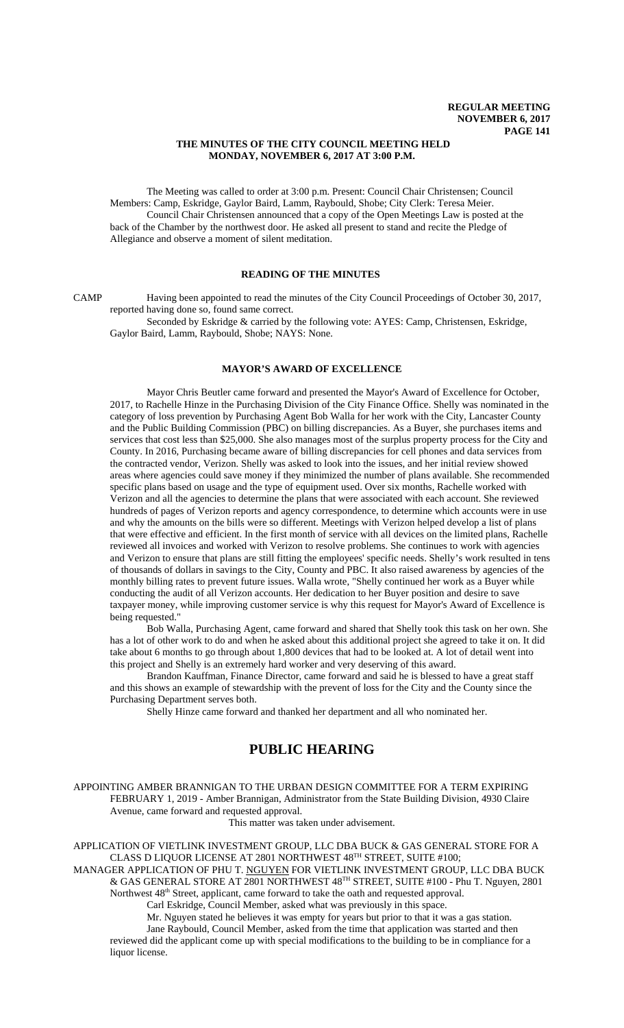### THE MINUTES OF THE CITY COUNCIL MEETING HELD MONDAY, NOVEMBER 6, 2017 AT 3:00 P.M.

The Meeting was called to order at 3:00 p.m. Present: Council Chair Christensen; Council Members: Camp, Eskridge, Gaylor Baird, Lamm, Raybould, Shobe; City Clerk: Teresa Meier.

Council Chair Christensen announced that a copy of the Open Meetings Law is posted at the back of the Chamber by the northwest door. He asked all present to stand and recite the Pledge of Allegiance and observe a moment of silent meditation.

## READING OF THE MINUTES

CAMP Having been appointed to read the minutes of the City Council Proceedings of October 30, 2017, reported having done so, found same correct.

Seconded by Eskridge & carried by the following vote: AYES: Camp, Christensen, Eskridge, Gaylor Baird, Lamm, Raybould, Shobe; NAYS: None.

## MAYOR'S AWARD OF EXCELLENCE

Mayor Chris Beutler came forward and presented the Mayor's Award of Excellence for October, 2017, to Rachelle Hinze in the Purchasing Division of the City Finance Office. Shelly was nominated in the category of loss prevention by Purchasing Agent Bob Walla for her work with the City, Lancaster County and the Public Building Commission (PBC) on billing discrepancies. As a Buyer, she purchases items and services that cost less than $25,000. She also manages most of the surplus property process for the City and County. In 2016, Purchasing became aware of billing discrepancies for cell phones and data services from the contracted vendor, Verizon. Shelly was asked to look into the issues, and her initial review showed areas where agencies could save money if they minimized the number of plans available. She recommended specific plans based on usage and the type of equipment used. Over six months, Rachelle worked with Verizon and all the agencies to determine the plans that were associated with each account. She reviewed hundreds of pages of Verizon reports and agency correspondence, to determine which accounts were in use and why the amounts on the bills were so different. Meetings with Verizon helped develop a list of plans that were effective and efficient. In the first month of service with all devices on the limited plans, Rachelle reviewed all invoices and worked with Verizon to resolve problems. She continues to work with agencies and Verizon to ensure that plans are still fitting the employees' specific needs. Shelly's work resulted in tens of thousands of dollars in savings to the City, County and PBC. It also raised awareness by agencies of the monthly billing rates to prevent future issues. Walla wrote, "Shelly continued her work as a Buyer while conducting the audit of all Verizon accounts. Her dedication to her Buyer position and desire to save taxpayer money, while improving customer service is why this request for Mayor's Award of Excellence is being requested."

Bob Walla, Purchasing Agent, came forward and shared that Shelly took this task on her own. She has a lot of other work to do and when he asked about this additional project she agreed to take it on. It did take about 6 months to go through about 1,800 devices that had to be looked at. A lot of detail went into this project and Shelly is an extremely hard worker and very deserving of this award.

Brandon Kauffman, Finance Director, came forward and said he is blessed to have a great staff and this shows an example of stewardship with the prevent of loss for the City and the County since the Purchasing Department serves both.

Shelly Hinze came forward and thanked her department and all who nominated her.

# PUBLIC HEARING

APPOINTING AMBER BRANNIGAN TO THE URBAN DESIGN COMMITTEE FOR A TERM EXPIRING FEBRUARY 1, 2019 - Amber Brannigan, Administrator from the State Building Division, 4930 Claire Avenue, came forward and requested approval.

This matter was taken under advisement.

APPLICATION OF VIETLINK INVESTMENT GROUP, LLC DBA BUCK & GAS GENERAL STORE FOR A CLASS D LIQUOR LICENSE AT 2801 NORTHWEST 48TH STREET, SUITE #100;

MANAGER APPLICATION OF PHU T. NGUYEN FOR VIETLINK INVESTMENT GROUP, LLC DBA BUCK & GAS GENERAL STORE AT 2801 NORTHWEST 48TH STREET, SUITE #100 - Phu T. Nguyen, 2801 Northwest 48th Street, applicant, came forward to take the oath and requested approval.

Carl Eskridge, Council Member, asked what was previously in this space.

Mr. Nguyen stated he believes it was empty for years but prior to that it was a gas station.

Jane Raybould, Council Member, asked from the time that application was started and then reviewed did the applicant come up with special modifications to the building to be in compliance for a liquor license.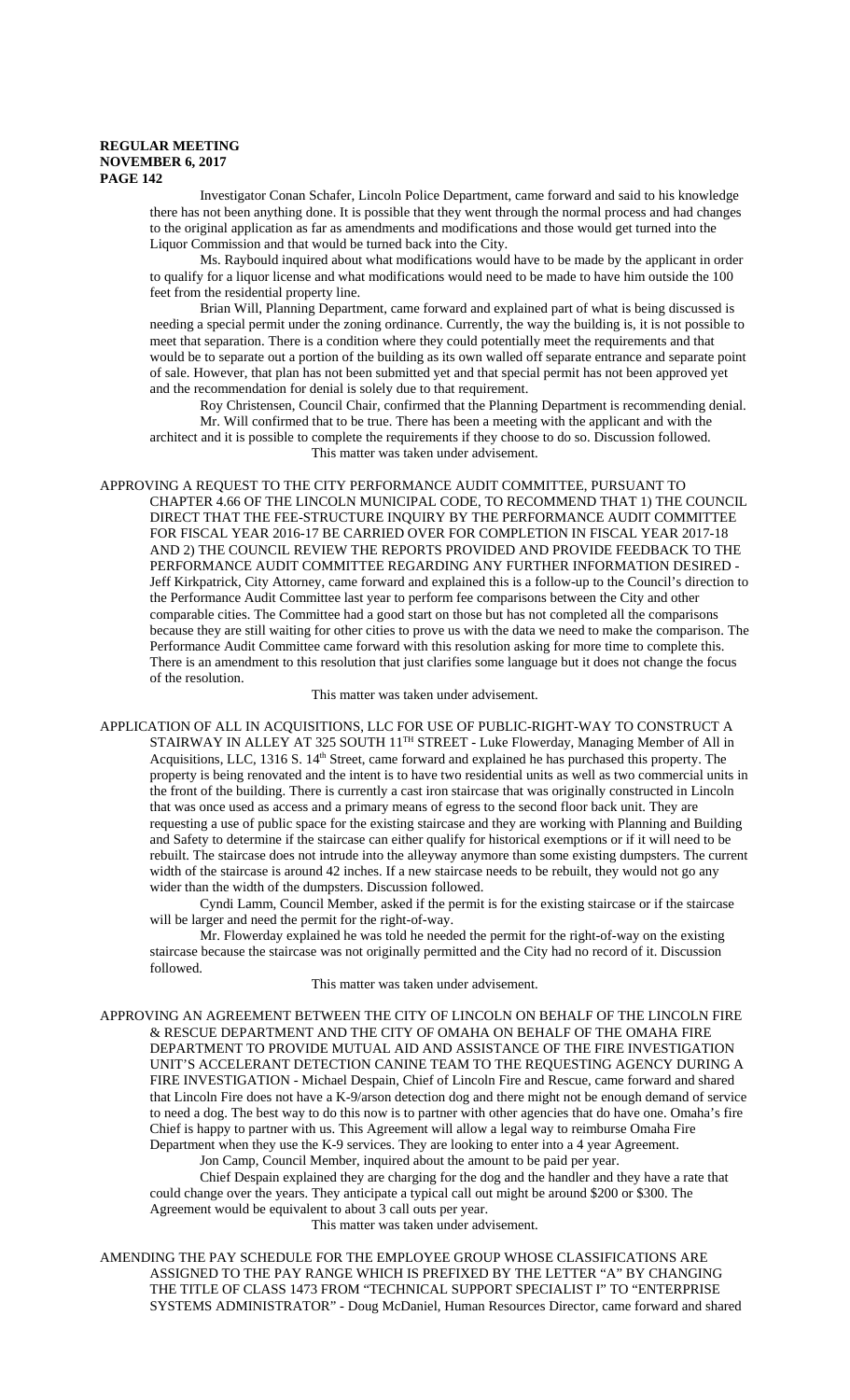Investigator Conan Schafer, Lincoln Police Department, came forward and said to his knowledge there has not been anything done. It is possible that they went through the normal process and had changes to the original application as far as amendments and modifications and those would get turned into the Liquor Commission and that would be turned back into the City.

Ms. Raybould inquired about what modifications would have to be made by the applicant in order to qualify for a liquor license and what modifications would need to be made to have him outside the 100 feet from the residential property line.

Brian Will, Planning Department, came forward and explained part of what is being discussed is needing a special permit under the zoning ordinance. Currently, the way the building is, it is not possible to meet that separation. There is a condition where they could potentially meet the requirements and that would be to separate out a portion of the building as its own walled off separate entrance and separate point of sale. However, that plan has not been submitted yet and that special permit has not been approved yet and the recommendation for denial is solely due to that requirement.

Roy Christensen, Council Chair, confirmed that the Planning Department is recommending denial.

Mr. Will confirmed that to be true. There has been a meeting with the applicant and with the architect and it is possible to complete the requirements if they choose to do so. Discussion followed.

This matter was taken under advisement.

APPROVING A REQUEST TO THE CITY PERFORMANCE AUDIT COMMITTEE, PURSUANT TO CHAPTER 4.66 OF THE LINCOLN MUNICIPAL CODE, TO RECOMMEND THAT 1) THE COUNCIL DIRECT THAT THE FEE-STRUCTURE INQUIRY BY THE PERFORMANCE AUDIT COMMITTEE FOR FISCAL YEAR 2016-17 BE CARRIED OVER FOR COMPLETION IN FISCAL YEAR 2017-18 AND 2) THE COUNCIL REVIEW THE REPORTS PROVIDED AND PROVIDE FEEDBACK TO THE PERFORMANCE AUDIT COMMITTEE REGARDING ANY FURTHER INFORMATION DESIRED - Jeff Kirkpatrick, City Attorney, came forward and explained this is a follow-up to the Council's direction to the Performance Audit Committee last year to perform fee comparisons between the City and other comparable cities. The Committee had a good start on those but has not completed all the comparisons because they are still waiting for other cities to prove us with the data we need to make the comparison. The Performance Audit Committee came forward with this resolution asking for more time to complete this. There is an amendment to this resolution that just clarifies some language but it does not change the focus of the resolution.

This matter was taken under advisement.

APPLICATION OF ALL IN ACQUISITIONS, LLC FOR USE OF PUBLIC-RIGHT-WAY TO CONSTRUCT A STAIRWAY IN ALLEY AT 325 SOUTH 11TH STREET - Luke Flowerday, Managing Member of All in Acquisitions, LLC, 1316 S. 14th Street, came forward and explained he has purchased this property. The property is being renovated and the intent is to have two residential units as well as two commercial units in the front of the building. There is currently a cast iron staircase that was originally constructed in Lincoln that was once used as access and a primary means of egress to the second floor back unit. They are requesting a use of public space for the existing staircase and they are working with Planning and Building and Safety to determine if the staircase can either qualify for historical exemptions or if it will need to be rebuilt. The staircase does not intrude into the alleyway anymore than some existing dumpsters. The current width of the staircase is around 42 inches. If a new staircase needs to be rebuilt, they would not go any wider than the width of the dumpsters. Discussion followed.

Cyndi Lamm, Council Member, asked if the permit is for the existing staircase or if the staircase will be larger and need the permit for the right-of-way.

Mr. Flowerday explained he was told he needed the permit for the right-of-way on the existing staircase because the staircase was not originally permitted and the City had no record of it. Discussion followed.

This matter was taken under advisement.

APPROVING AN AGREEMENT BETWEEN THE CITY OF LINCOLN ON BEHALF OF THE LINCOLN FIRE & RESCUE DEPARTMENT AND THE CITY OF OMAHA ON BEHALF OF THE OMAHA FIRE DEPARTMENT TO PROVIDE MUTUAL AID AND ASSISTANCE OF THE FIRE INVESTIGATION UNIT'S ACCELERANT DETECTION CANINE TEAM TO THE REQUESTING AGENCY DURING A FIRE INVESTIGATION - Michael Despain, Chief of Lincoln Fire and Rescue, came forward and shared that Lincoln Fire does not have a K-9/arson detection dog and there might not be enough demand of service to need a dog. The best way to do this now is to partner with other agencies that do have one. Omaha's fire Chief is happy to partner with us. This Agreement will allow a legal way to reimburse Omaha Fire Department when they use the K-9 services. They are looking to enter into a 4 year Agreement.

Jon Camp, Council Member, inquired about the amount to be paid per year.

Chief Despain explained they are charging for the dog and the handler and they have a rate that could change over the years. They anticipate a typical call out might be around $200 or $300. The Agreement would be equivalent to about 3 call outs per year.

This matter was taken under advisement.

AMENDING THE PAY SCHEDULE FOR THE EMPLOYEE GROUP WHOSE CLASSIFICATIONS ARE ASSIGNED TO THE PAY RANGE WHICH IS PREFIXED BY THE LETTER "A" BY CHANGING THE TITLE OF CLASS 1473 FROM "TECHNICAL SUPPORT SPECIALIST I" TO "ENTERPRISE SYSTEMS ADMINISTRATOR" - Doug McDaniel, Human Resources Director, came forward and shared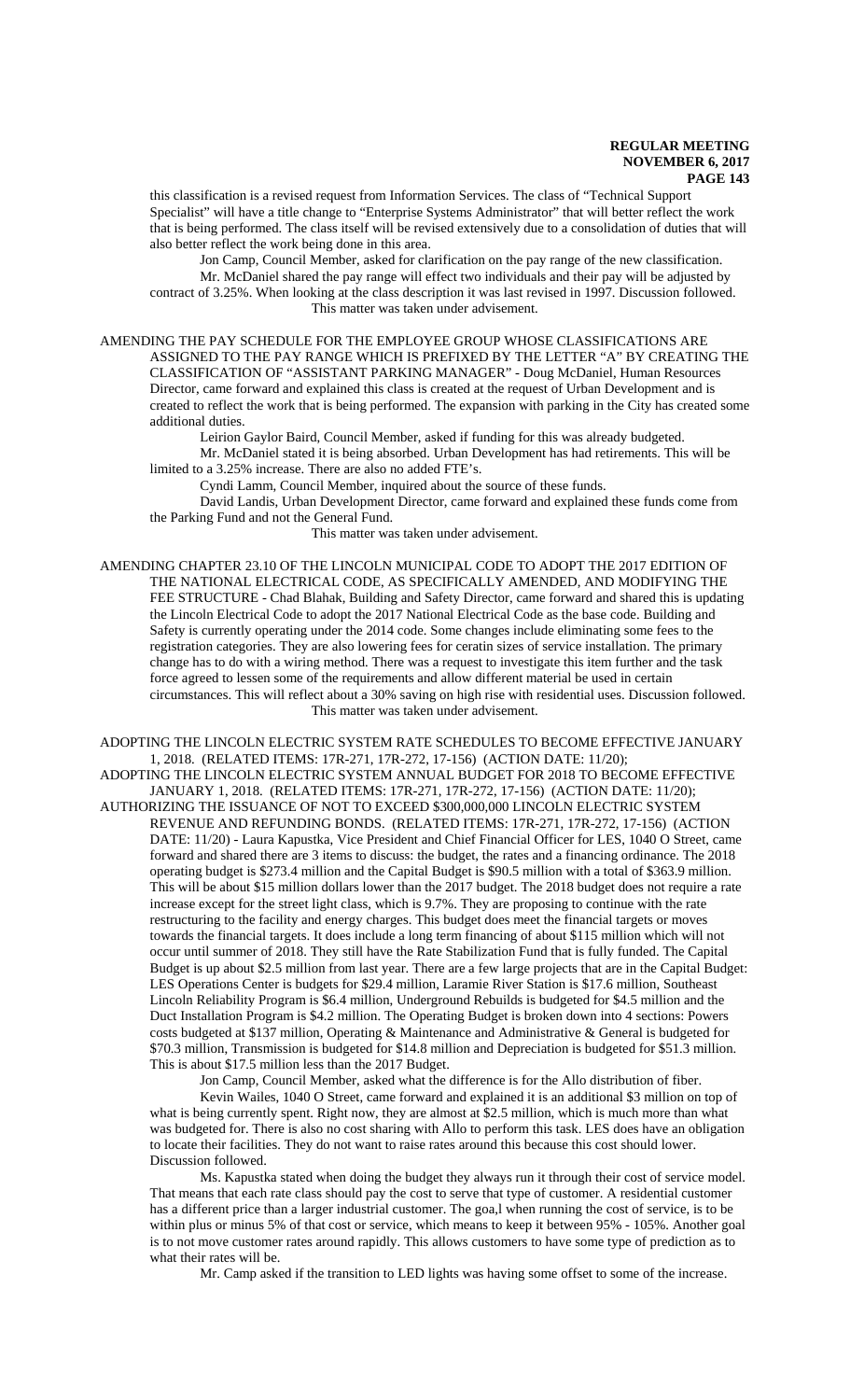this classification is a revised request from Information Services. The class of "Technical Support Specialist" will have a title change to "Enterprise Systems Administrator" that will better reflect the work that is being performed. The class itself will be revised extensively due to a consolidation of duties that will also better reflect the work being done in this area.

Jon Camp, Council Member, asked for clarification on the pay range of the new classification.

Mr. McDaniel shared the pay range will effect two individuals and their pay will be adjusted by contract of 3.25%. When looking at the class description it was last revised in 1997. Discussion followed.

This matter was taken under advisement.

AMENDING THE PAY SCHEDULE FOR THE EMPLOYEE GROUP WHOSE CLASSIFICATIONS ARE ASSIGNED TO THE PAY RANGE WHICH IS PREFIXED BY THE LETTER "A" BY CREATING THE CLASSIFICATION OF "ASSISTANT PARKING MANAGER" - Doug McDaniel, Human Resources Director, came forward and explained this class is created at the request of Urban Development and is created to reflect the work that is being performed. The expansion with parking in the City has created some additional duties.

Leirion Gaylor Baird, Council Member, asked if funding for this was already budgeted.

Mr. McDaniel stated it is being absorbed. Urban Development has had retirements. This will be limited to a 3.25% increase. There are also no added FTE's.

Cyndi Lamm, Council Member, inquired about the source of these funds.

David Landis, Urban Development Director, came forward and explained these funds come from the Parking Fund and not the General Fund.

This matter was taken under advisement.

AMENDING CHAPTER 23.10 OF THE LINCOLN MUNICIPAL CODE TO ADOPT THE 2017 EDITION OF THE NATIONAL ELECTRICAL CODE, AS SPECIFICALLY AMENDED, AND MODIFYING THE FEE STRUCTURE - Chad Blahak, Building and Safety Director, came forward and shared this is updating the Lincoln Electrical Code to adopt the 2017 National Electrical Code as the base code. Building and Safety is currently operating under the 2014 code. Some changes include eliminating some fees to the registration categories. They are also lowering fees for ceratin sizes of service installation. The primary change has to do with a wiring method. There was a request to investigate this item further and the task force agreed to lessen some of the requirements and allow different material be used in certain circumstances. This will reflect about a 30% saving on high rise with residential uses. Discussion followed.

This matter was taken under advisement.

ADOPTING THE LINCOLN ELECTRIC SYSTEM RATE SCHEDULES TO BECOME EFFECTIVE JANUARY 1, 2018. (RELATED ITEMS: 17R-271, 17R-272, 17-156) (ACTION DATE: 11/20);

ADOPTING THE LINCOLN ELECTRIC SYSTEM ANNUAL BUDGET FOR 2018 TO BECOME EFFECTIVE JANUARY 1, 2018. (RELATED ITEMS: 17R-271, 17R-272, 17-156) (ACTION DATE: 11/20);

AUTHORIZING THE ISSUANCE OF NOT TO EXCEED $300,000,000 LINCOLN ELECTRIC SYSTEM REVENUE AND REFUNDING BONDS. (RELATED ITEMS: 17R-271, 17R-272, 17-156) (ACTION DATE: 11/20) - Laura Kapustka, Vice President and Chief Financial Officer for LES, 1040 O Street, came forward and shared there are 3 items to discuss: the budget, the rates and a financing ordinance. The 2018 operating budget is $273.4 million and the Capital Budget is $90.5 million with a total of $363.9 million. This will be about $15 million dollars lower than the 2017 budget. The 2018 budget does not require a rate increase except for the street light class, which is 9.7%. They are proposing to continue with the rate restructuring to the facility and energy charges. This budget does meet the financial targets or moves towards the financial targets. It does include a long term financing of about $115 million which will not occur until summer of 2018. They still have the Rate Stabilization Fund that is fully funded. The Capital Budget is up about $2.5 million from last year. There are a few large projects that are in the Capital Budget: LES Operations Center is budgets for $29.4 million, Laramie River Station is $17.6 million, Southeast Lincoln Reliability Program is $6.4 million, Underground Rebuilds is budgeted for $4.5 million and the Duct Installation Program is $4.2 million. The Operating Budget is broken down into 4 sections: Powers costs budgeted at $137 million, Operating & Maintenance and Administrative & General is budgeted for $70.3 million, Transmission is budgeted for $14.8 million and Depreciation is budgeted for $51.3 million. This is about $17.5 million less than the 2017 Budget.

Jon Camp, Council Member, asked what the difference is for the Allo distribution of fiber.

Kevin Wailes, 1040 O Street, came forward and explained it is an additional $3 million on top of what is being currently spent. Right now, they are almost at $2.5 million, which is much more than what was budgeted for. There is also no cost sharing with Allo to perform this task. LES does have an obligation to locate their facilities. They do not want to raise rates around this because this cost should lower. Discussion followed.

Ms. Kapustka stated when doing the budget they always run it through their cost of service model. That means that each rate class should pay the cost to serve that type of customer. A residential customer has a different price than a larger industrial customer. The goa,l when running the cost of service, is to be within plus or minus 5% of that cost or service, which means to keep it between 95% - 105%. Another goal is to not move customer rates around rapidly. This allows customers to have some type of prediction as to what their rates will be.

Mr. Camp asked if the transition to LED lights was having some offset to some of the increase.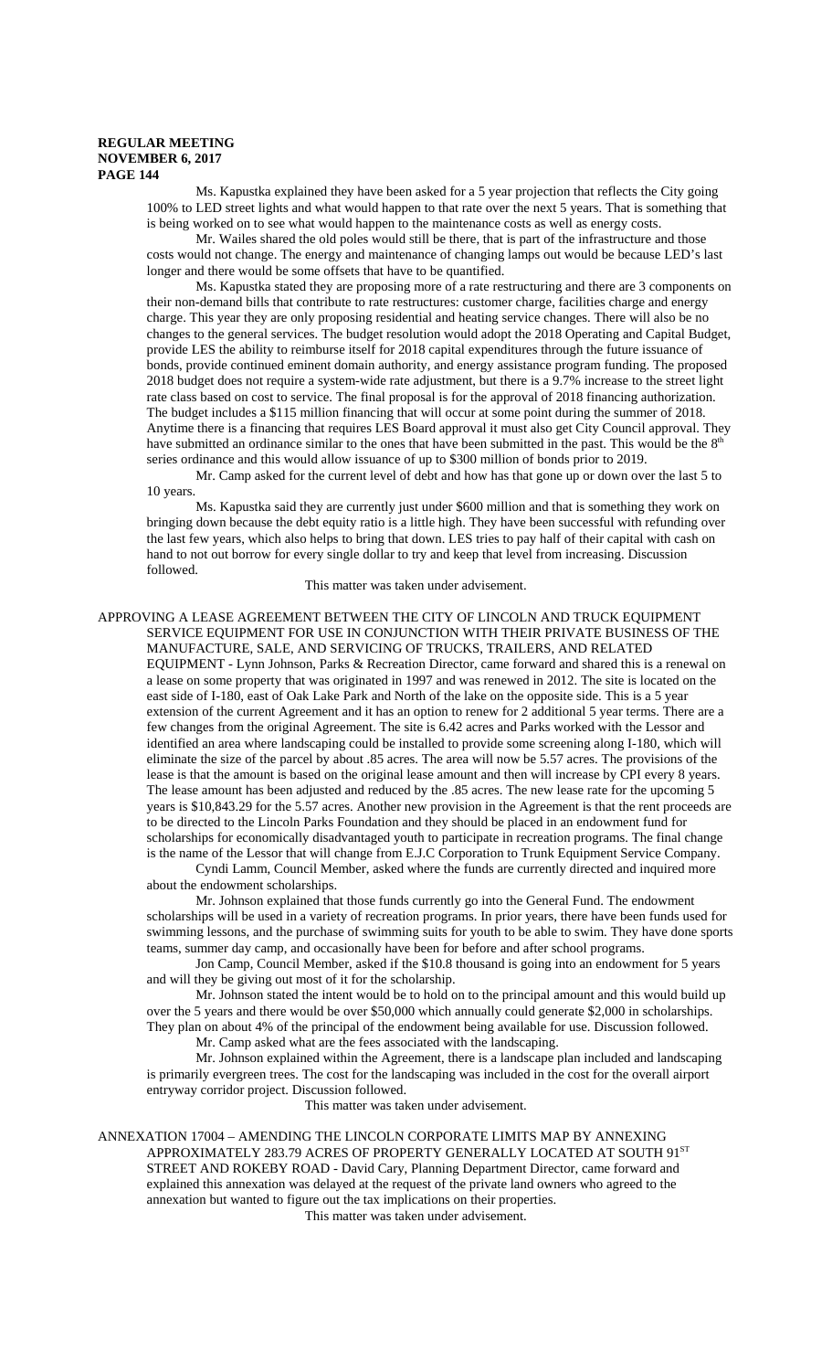Ms. Kapustka explained they have been asked for a 5 year projection that reflects the City going 100% to LED street lights and what would happen to that rate over the next 5 years. That is something that is being worked on to see what would happen to the maintenance costs as well as energy costs.

Mr. Wailes shared the old poles would still be there, that is part of the infrastructure and those costs would not change. The energy and maintenance of changing lamps out would be because LED's last longer and there would be some offsets that have to be quantified.

Ms. Kapustka stated they are proposing more of a rate restructuring and there are 3 components on their non-demand bills that contribute to rate restructures: customer charge, facilities charge and energy charge. This year they are only proposing residential and heating service changes. There will also be no changes to the general services. The budget resolution would adopt the 2018 Operating and Capital Budget, provide LES the ability to reimburse itself for 2018 capital expenditures through the future issuance of bonds, provide continued eminent domain authority, and energy assistance program funding. The proposed 2018 budget does not require a system-wide rate adjustment, but there is a 9.7% increase to the street light rate class based on cost to service. The final proposal is for the approval of 2018 financing authorization. The budget includes a $115 million financing that will occur at some point during the summer of 2018. Anytime there is a financing that requires LES Board approval it must also get City Council approval. They have submitted an ordinance similar to the ones that have been submitted in the past. This would be the 8th series ordinance and this would allow issuance of up to $300 million of bonds prior to 2019.

Mr. Camp asked for the current level of debt and how has that gone up or down over the last 5 to 10 years.

Ms. Kapustka said they are currently just under $600 million and that is something they work on bringing down because the debt equity ratio is a little high. They have been successful with refunding over the last few years, which also helps to bring that down. LES tries to pay half of their capital with cash on hand to not out borrow for every single dollar to try and keep that level from increasing. Discussion followed.

This matter was taken under advisement.

APPROVING A LEASE AGREEMENT BETWEEN THE CITY OF LINCOLN AND TRUCK EQUIPMENT SERVICE EQUIPMENT FOR USE IN CONJUNCTION WITH THEIR PRIVATE BUSINESS OF THE MANUFACTURE, SALE, AND SERVICING OF TRUCKS, TRAILERS, AND RELATED EQUIPMENT - Lynn Johnson, Parks & Recreation Director, came forward and shared this is a renewal on a lease on some property that was originated in 1997 and was renewed in 2012. The site is located on the east side of I-180, east of Oak Lake Park and North of the lake on the opposite side. This is a 5 year extension of the current Agreement and it has an option to renew for 2 additional 5 year terms. There are a few changes from the original Agreement. The site is 6.42 acres and Parks worked with the Lessor and identified an area where landscaping could be installed to provide some screening along I-180, which will eliminate the size of the parcel by about .85 acres. The area will now be 5.57 acres. The provisions of the lease is that the amount is based on the original lease amount and then will increase by CPI every 8 years. The lease amount has been adjusted and reduced by the .85 acres. The new lease rate for the upcoming 5 years is $10,843.29 for the 5.57 acres. Another new provision in the Agreement is that the rent proceeds are to be directed to the Lincoln Parks Foundation and they should be placed in an endowment fund for scholarships for economically disadvantaged youth to participate in recreation programs. The final change is the name of the Lessor that will change from E.J.C Corporation to Trunk Equipment Service Company.

Cyndi Lamm, Council Member, asked where the funds are currently directed and inquired more about the endowment scholarships.

Mr. Johnson explained that those funds currently go into the General Fund. The endowment scholarships will be used in a variety of recreation programs. In prior years, there have been funds used for swimming lessons, and the purchase of swimming suits for youth to be able to swim. They have done sports teams, summer day camp, and occasionally have been for before and after school programs.

Jon Camp, Council Member, asked if the $10.8 thousand is going into an endowment for 5 years and will they be giving out most of it for the scholarship.

Mr. Johnson stated the intent would be to hold on to the principal amount and this would build up over the 5 years and there would be over $50,000 which annually could generate $2,000 in scholarships. They plan on about 4% of the principal of the endowment being available for use. Discussion followed.

Mr. Camp asked what are the fees associated with the landscaping.

Mr. Johnson explained within the Agreement, there is a landscape plan included and landscaping is primarily evergreen trees. The cost for the landscaping was included in the cost for the overall airport entryway corridor project. Discussion followed.

This matter was taken under advisement.

ANNEXATION 17004 – AMENDING THE LINCOLN CORPORATE LIMITS MAP BY ANNEXING APPROXIMATELY 283.79 ACRES OF PROPERTY GENERALLY LOCATED AT SOUTH 91ST STREET AND ROKEBY ROAD - David Cary, Planning Department Director, came forward and explained this annexation was delayed at the request of the private land owners who agreed to the annexation but wanted to figure out the tax implications on their properties.

This matter was taken under advisement.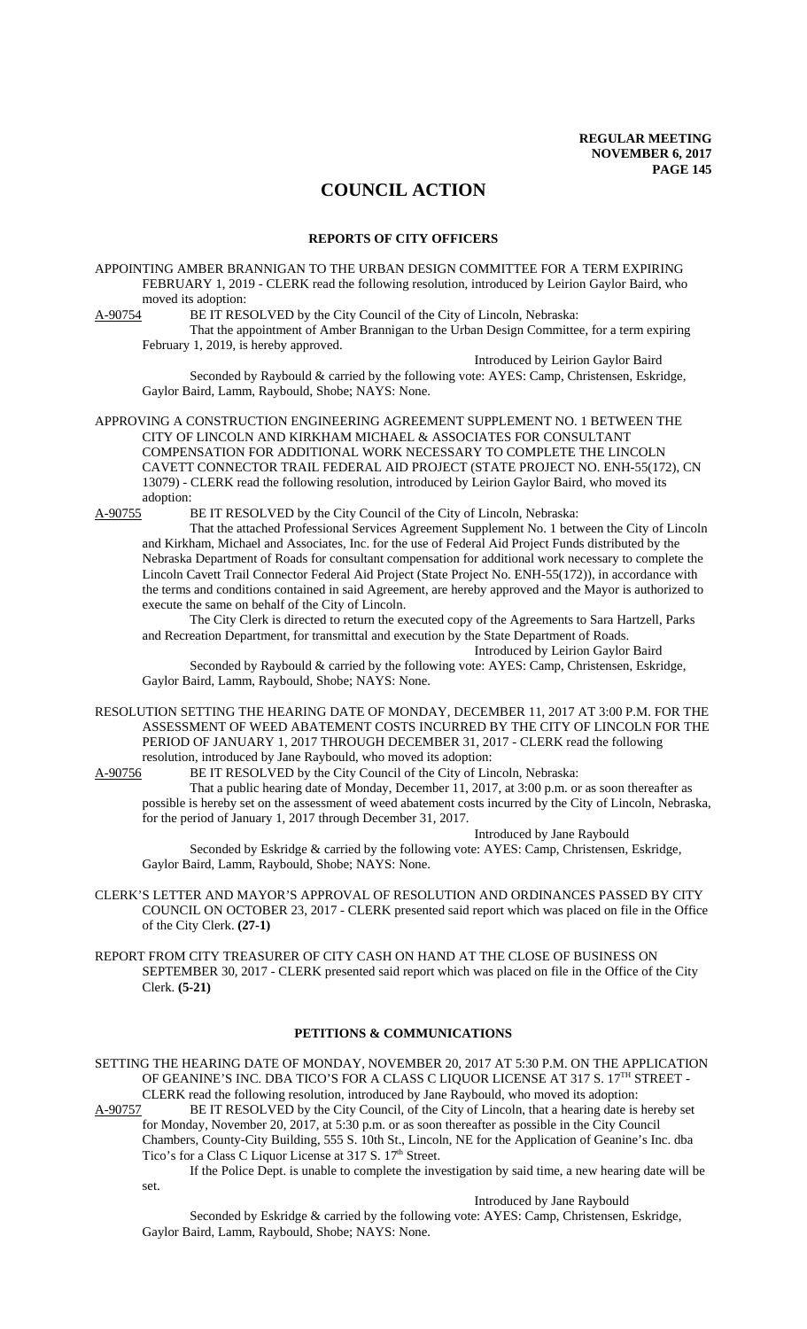# COUNCIL ACTION

## REPORTS OF CITY OFFICERS

APPOINTING AMBER BRANNIGAN TO THE URBAN DESIGN COMMITTEE FOR A TERM EXPIRING FEBRUARY 1, 2019 - CLERK read the following resolution, introduced by Leirion Gaylor Baird, who moved its adoption:

A-90754 BE IT RESOLVED by the City Council of the City of Lincoln, Nebraska:

That the appointment of Amber Brannigan to the Urban Design Committee, for a term expiring February 1, 2019, is hereby approved.

Introduced by Leirion Gaylor Baird

Seconded by Raybould & carried by the following vote: AYES: Camp, Christensen, Eskridge, Gaylor Baird, Lamm, Raybould, Shobe; NAYS: None.

APPROVING A CONSTRUCTION ENGINEERING AGREEMENT SUPPLEMENT NO. 1 BETWEEN THE CITY OF LINCOLN AND KIRKHAM MICHAEL & ASSOCIATES FOR CONSULTANT COMPENSATION FOR ADDITIONAL WORK NECESSARY TO COMPLETE THE LINCOLN CAVETT CONNECTOR TRAIL FEDERAL AID PROJECT (STATE PROJECT NO. ENH-55(172), CN 13079) - CLERK read the following resolution, introduced by Leirion Gaylor Baird, who moved its adoption:

A-90755 BE IT RESOLVED by the City Council of the City of Lincoln, Nebraska:

That the attached Professional Services Agreement Supplement No. 1 between the City of Lincoln and Kirkham, Michael and Associates, Inc. for the use of Federal Aid Project Funds distributed by the Nebraska Department of Roads for consultant compensation for additional work necessary to complete the Lincoln Cavett Trail Connector Federal Aid Project (State Project No. ENH-55(172)), in accordance with the terms and conditions contained in said Agreement, are hereby approved and the Mayor is authorized to execute the same on behalf of the City of Lincoln.

The City Clerk is directed to return the executed copy of the Agreements to Sara Hartzell, Parks and Recreation Department, for transmittal and execution by the State Department of Roads.

Introduced by Leirion Gaylor Baird

Seconded by Raybould & carried by the following vote: AYES: Camp, Christensen, Eskridge, Gaylor Baird, Lamm, Raybould, Shobe; NAYS: None.

RESOLUTION SETTING THE HEARING DATE OF MONDAY, DECEMBER 11, 2017 AT 3:00 P.M. FOR THE ASSESSMENT OF WEED ABATEMENT COSTS INCURRED BY THE CITY OF LINCOLN FOR THE PERIOD OF JANUARY 1, 2017 THROUGH DECEMBER 31, 2017 - CLERK read the following resolution, introduced by Jane Raybould, who moved its adoption:

A-90756 BE IT RESOLVED by the City Council of the City of Lincoln, Nebraska:

That a public hearing date of Monday, December 11, 2017, at 3:00 p.m. or as soon thereafter as possible is hereby set on the assessment of weed abatement costs incurred by the City of Lincoln, Nebraska, for the period of January 1, 2017 through December 31, 2017.

Introduced by Jane Raybould

Seconded by Eskridge & carried by the following vote: AYES: Camp, Christensen, Eskridge, Gaylor Baird, Lamm, Raybould, Shobe; NAYS: None.

CLERK'S LETTER AND MAYOR'S APPROVAL OF RESOLUTION AND ORDINANCES PASSED BY CITY COUNCIL ON OCTOBER 23, 2017 - CLERK presented said report which was placed on file in the Office of the City Clerk. **(27-1)**

REPORT FROM CITY TREASURER OF CITY CASH ON HAND AT THE CLOSE OF BUSINESS ON SEPTEMBER 30, 2017 - CLERK presented said report which was placed on file in the Office of the City Clerk. **(5-21)**

## PETITIONS & COMMUNICATIONS

SETTING THE HEARING DATE OF MONDAY, NOVEMBER 20, 2017 AT 5:30 P.M. ON THE APPLICATION OF GEANINE'S INC. DBA TICO'S FOR A CLASS C LIQUOR LICENSE AT 317 S. 17TH STREET - CLERK read the following resolution, introduced by Jane Raybould, who moved its adoption:

A-90757 BE IT RESOLVED by the City Council, of the City of Lincoln, that a hearing date is hereby set for Monday, November 20, 2017, at 5:30 p.m. or as soon thereafter as possible in the City Council Chambers, County-City Building, 555 S. 10th St., Lincoln, NE for the Application of Geanine's Inc. dba Tico's for a Class C Liquor License at 317 S. 17th Street.

If the Police Dept. is unable to complete the investigation by said time, a new hearing date will be set.

Introduced by Jane Raybould

Seconded by Eskridge & carried by the following vote: AYES: Camp, Christensen, Eskridge, Gaylor Baird, Lamm, Raybould, Shobe; NAYS: None.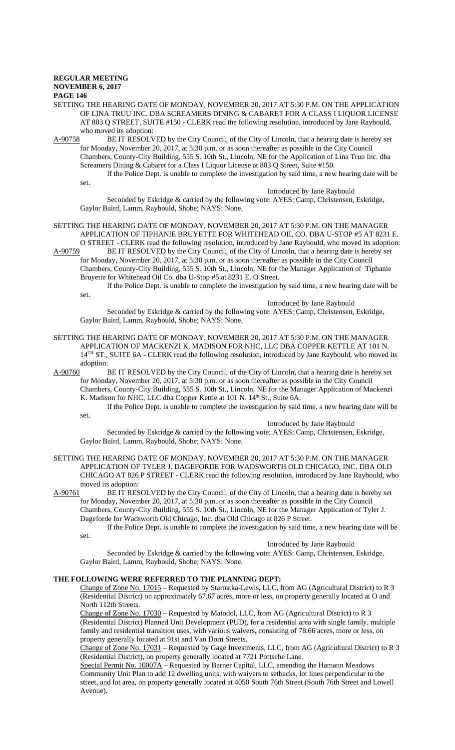**REGULAR MEETING**
**NOVEMBER 6, 2017**
**PAGE 146**

SETTING THE HEARING DATE OF MONDAY, NOVEMBER 20, 2017 AT 5:30 P.M. ON THE APPLICATION OF LINA TRUU INC. DBA SCREAMERS DINING & CABARET FOR A CLASS I LIQUOR LICENSE AT 803 Q STREET, SUITE #150 - CLERK read the following resolution, introduced by Jane Raybould, who moved its adoption:

A-90758 BE IT RESOLVED by the City Council, of the City of Lincoln, that a hearing date is hereby set for Monday, November 20, 2017, at 5:30 p.m. or as soon thereafter as possible in the City Council Chambers, County-City Building, 555 S. 10th St., Lincoln, NE for the Application of Lina Truu Inc. dba Screamers Dining & Cabaret for a Class I Liquor License at 803 Q Street, Suite #150.

If the Police Dept. is unable to complete the investigation by said time, a new hearing date will be set.

Introduced by Jane Raybould

Seconded by Eskridge & carried by the following vote: AYES: Camp, Christensen, Eskridge, Gaylor Baird, Lamm, Raybould, Shobe; NAYS: None.

SETTING THE HEARING DATE OF MONDAY, NOVEMBER 20, 2017 AT 5:30 P.M. ON THE MANAGER APPLICATION OF TIPHANIE BRUYETTE FOR WHITEHEAD OIL CO. DBA U-STOP #5 AT 8231 E. O STREET - CLERK read the following resolution, introduced by Jane Raybould, who moved its adoption:

A-90759 BE IT RESOLVED by the City Council, of the City of Lincoln, that a hearing date is hereby set for Monday, November 20, 2017, at 5:30 p.m. or as soon thereafter as possible in the City Council Chambers, County-City Building, 555 S. 10th St., Lincoln, NE for the Manager Application of Tiphanie Bruyette for Whitehead Oil Co. dba U-Stop #5 at 8231 E. O Street.

If the Police Dept. is unable to complete the investigation by said time, a new hearing date will be set.

Introduced by Jane Raybould

Seconded by Eskridge & carried by the following vote: AYES: Camp, Christensen, Eskridge, Gaylor Baird, Lamm, Raybould, Shobe; NAYS: None.

SETTING THE HEARING DATE OF MONDAY, NOVEMBER 20, 2017 AT 5:30 P.M. ON THE MANAGER APPLICATION OF MACKENZI K. MADISON FOR NHC, LLC DBA COPPER KETTLE AT 101 N. 14TH ST., SUITE 6A - CLERK read the following resolution, introduced by Jane Raybould, who moved its adoption:

A-90760 BE IT RESOLVED by the City Council, of the City of Lincoln, that a hearing date is hereby set for Monday, November 20, 2017, at 5:30 p.m. or as soon thereafter as possible in the City Council Chambers, County-City Building, 555 S. 10th St., Lincoln, NE for the Manager Application of Mackenzi K. Madison for NHC, LLC dba Copper Kettle at 101 N. 14th St., Suite 6A.

If the Police Dept. is unable to complete the investigation by said time, a new hearing date will be set.

Introduced by Jane Raybould

Seconded by Eskridge & carried by the following vote: AYES: Camp, Christensen, Eskridge, Gaylor Baird, Lamm, Raybould, Shobe; NAYS: None.

SETTING THE HEARING DATE OF MONDAY, NOVEMBER 20, 2017 AT 5:30 P.M. ON THE MANAGER APPLICATION OF TYLER J. DAGEFORDE FOR WADSWORTH OLD CHICAGO, INC. DBA OLD CHICAGO AT 826 P STREET - CLERK read the following resolution, introduced by Jane Raybould, who moved its adoption:

A-90761 BE IT RESOLVED by the City Council, of the City of Lincoln, that a hearing date is hereby set for Monday, November 20, 2017, at 5:30 p.m. or as soon thereafter as possible in the City Council Chambers, County-City Building, 555 S. 10th St., Lincoln, NE for the Manager Application of Tyler J. Dageforde for Wadsworth Old Chicago, Inc. dba Old Chicago at 826 P Street.

If the Police Dept. is unable to complete the investigation by said time, a new hearing date will be set.

Introduced by Jane Raybould

Seconded by Eskridge & carried by the following vote: AYES: Camp, Christensen, Eskridge, Gaylor Baird, Lamm, Raybould, Shobe; NAYS: None.

**THE FOLLOWING WERE REFERRED TO THE PLANNING DEPT:**

Change of Zone No. 17015 – Requested by Starostka-Lewis, LLC, from AG (Agricultural District) to R 3 (Residential District) on approximately 67.67 acres, more or less, on property generally located at O and North 112th Streets.

Change of Zone No. 17030 – Requested by Matodol, LLC, from AG (Agricultural District) to R 3 (Residential District) Planned Unit Development (PUD), for a residential area with single family, multiple family and residential transition uses, with various waivers, consisting of 78.66 acres, more or less, on property generally located at 91st and Van Dorn Streets.

Change of Zone No. 17031 – Requested by Gage Investments, LLC, from AG (Agricultural District) to R 3 (Residential District), on property generally located at 7721 Portsche Lane.

Special Permit No. 10007A – Requested by Barner Capital, LLC, amending the Hamann Meadows Community Unit Plan to add 12 dwelling units, with waivers to setbacks, lot lines perpendicular to the street, and lot area, on property generally located at 4050 South 76th Street (South 76th Street and Lowell Avenue).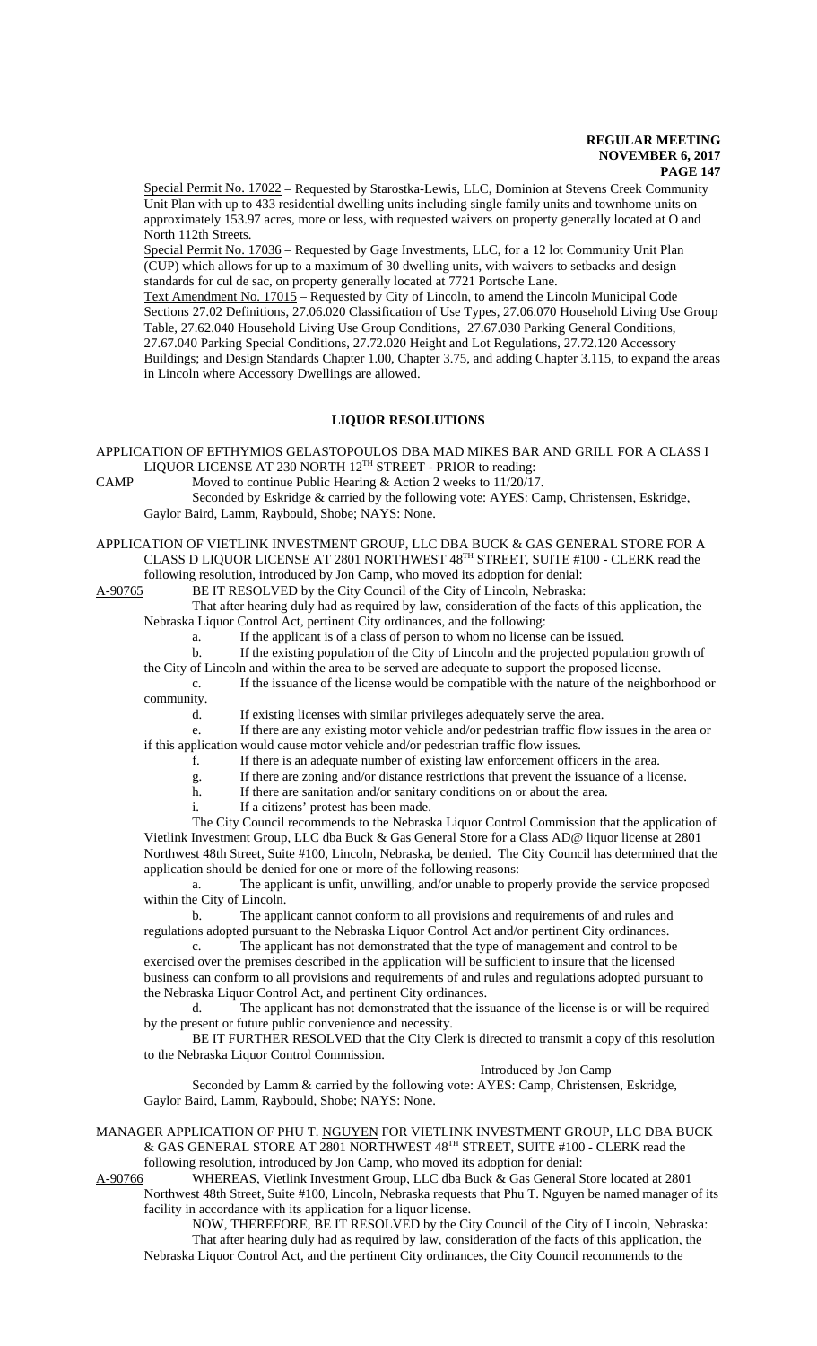Special Permit No. 17022 – Requested by Starostka-Lewis, LLC, Dominion at Stevens Creek Community Unit Plan with up to 433 residential dwelling units including single family units and townhome units on approximately 153.97 acres, more or less, with requested waivers on property generally located at O and North 112th Streets.

Special Permit No. 17036 – Requested by Gage Investments, LLC, for a 12 lot Community Unit Plan (CUP) which allows for up to a maximum of 30 dwelling units, with waivers to setbacks and design standards for cul de sac, on property generally located at 7721 Portsche Lane.

Text Amendment No. 17015 – Requested by City of Lincoln, to amend the Lincoln Municipal Code Sections 27.02 Definitions, 27.06.020 Classification of Use Types, 27.06.070 Household Living Use Group Table, 27.62.040 Household Living Use Group Conditions, 27.67.030 Parking General Conditions, 27.67.040 Parking Special Conditions, 27.72.020 Height and Lot Regulations, 27.72.120 Accessory Buildings; and Design Standards Chapter 1.00, Chapter 3.75, and adding Chapter 3.115, to expand the areas in Lincoln where Accessory Dwellings are allowed.

## LIQUOR RESOLUTIONS

APPLICATION OF EFTHYMIOS GELASTOPOULOS DBA MAD MIKES BAR AND GRILL FOR A CLASS I LIQUOR LICENSE AT 230 NORTH 12TH STREET - PRIOR to reading:

CAMP Moved to continue Public Hearing & Action 2 weeks to 11/20/17.

Seconded by Eskridge & carried by the following vote: AYES: Camp, Christensen, Eskridge, Gaylor Baird, Lamm, Raybould, Shobe; NAYS: None.

APPLICATION OF VIETLINK INVESTMENT GROUP, LLC DBA BUCK & GAS GENERAL STORE FOR A CLASS D LIQUOR LICENSE AT 2801 NORTHWEST 48TH STREET, SUITE #100 - CLERK read the following resolution, introduced by Jon Camp, who moved its adoption for denial:

A-90765 BE IT RESOLVED by the City Council of the City of Lincoln, Nebraska:

That after hearing duly had as required by law, consideration of the facts of this application, the Nebraska Liquor Control Act, pertinent City ordinances, and the following:

a. If the applicant is of a class of person to whom no license can be issued.

b. If the existing population of the City of Lincoln and the projected population growth of the City of Lincoln and within the area to be served are adequate to support the proposed license.

c. If the issuance of the license would be compatible with the nature of the neighborhood or community.

d. If existing licenses with similar privileges adequately serve the area.

e. If there are any existing motor vehicle and/or pedestrian traffic flow issues in the area or if this application would cause motor vehicle and/or pedestrian traffic flow issues.

f. If there is an adequate number of existing law enforcement officers in the area.

g. If there are zoning and/or distance restrictions that prevent the issuance of a license.

h. If there are sanitation and/or sanitary conditions on or about the area.

i. If a citizens' protest has been made.

The City Council recommends to the Nebraska Liquor Control Commission that the application of Vietlink Investment Group, LLC dba Buck & Gas General Store for a Class AD@ liquor license at 2801 Northwest 48th Street, Suite #100, Lincoln, Nebraska, be denied. The City Council has determined that the application should be denied for one or more of the following reasons:

a. The applicant is unfit, unwilling, and/or unable to properly provide the service proposed within the City of Lincoln.

b. The applicant cannot conform to all provisions and requirements of and rules and regulations adopted pursuant to the Nebraska Liquor Control Act and/or pertinent City ordinances.

c. The applicant has not demonstrated that the type of management and control to be exercised over the premises described in the application will be sufficient to insure that the licensed business can conform to all provisions and requirements of and rules and regulations adopted pursuant to the Nebraska Liquor Control Act, and pertinent City ordinances.

d. The applicant has not demonstrated that the issuance of the license is or will be required by the present or future public convenience and necessity.

BE IT FURTHER RESOLVED that the City Clerk is directed to transmit a copy of this resolution to the Nebraska Liquor Control Commission.

Introduced by Jon Camp

Seconded by Lamm & carried by the following vote: AYES: Camp, Christensen, Eskridge, Gaylor Baird, Lamm, Raybould, Shobe; NAYS: None.

MANAGER APPLICATION OF PHU T. NGUYEN FOR VIETLINK INVESTMENT GROUP, LLC DBA BUCK & GAS GENERAL STORE AT 2801 NORTHWEST 48TH STREET, SUITE #100 - CLERK read the following resolution, introduced by Jon Camp, who moved its adoption for denial:

A-90766 WHEREAS, Vietlink Investment Group, LLC dba Buck & Gas General Store located at 2801 Northwest 48th Street, Suite #100, Lincoln, Nebraska requests that Phu T. Nguyen be named manager of its facility in accordance with its application for a liquor license.

NOW, THEREFORE, BE IT RESOLVED by the City Council of the City of Lincoln, Nebraska:

That after hearing duly had as required by law, consideration of the facts of this application, the Nebraska Liquor Control Act, and the pertinent City ordinances, the City Council recommends to the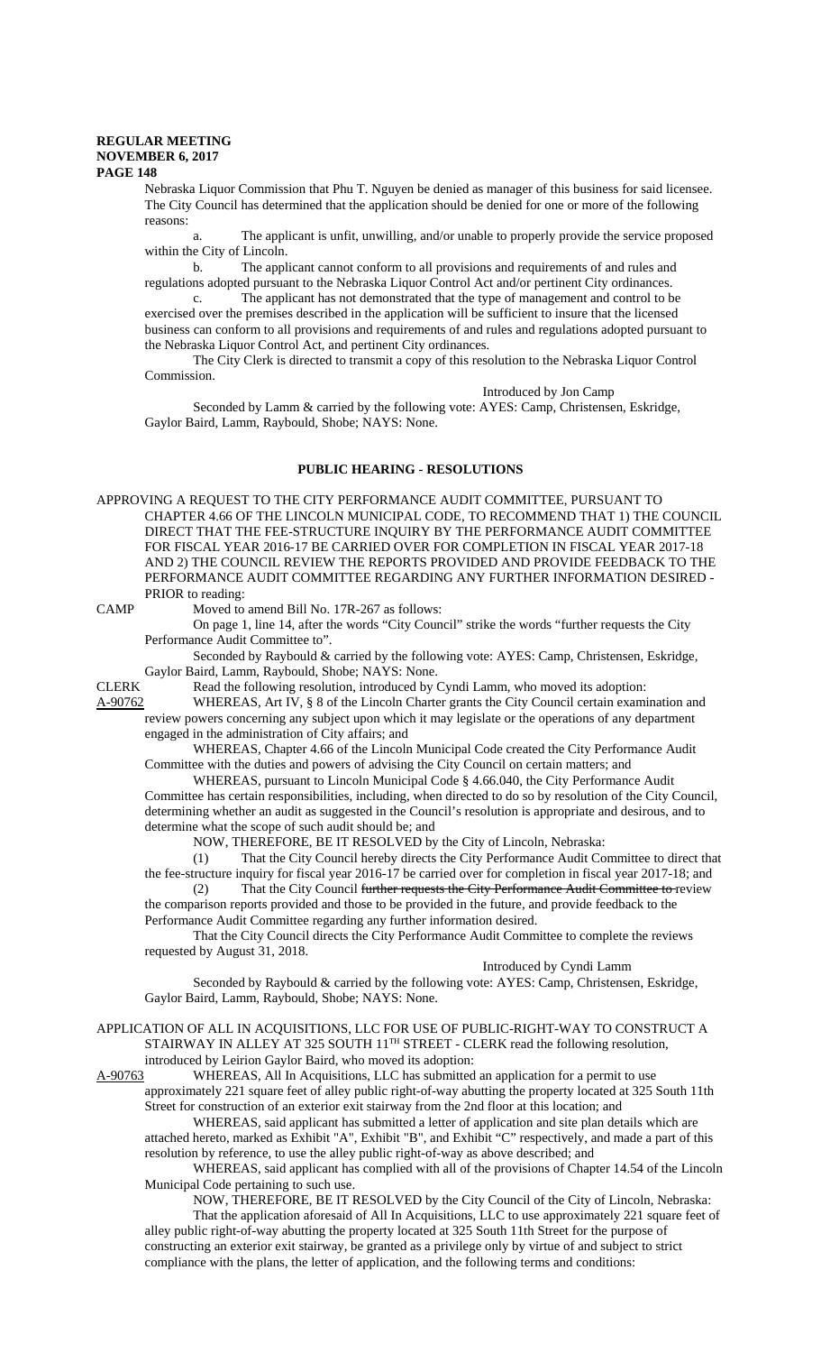Nebraska Liquor Commission that Phu T. Nguyen be denied as manager of this business for said licensee. The City Council has determined that the application should be denied for one or more of the following reasons:

a. The applicant is unfit, unwilling, and/or unable to properly provide the service proposed within the City of Lincoln.

b. The applicant cannot conform to all provisions and requirements of and rules and regulations adopted pursuant to the Nebraska Liquor Control Act and/or pertinent City ordinances.

c. The applicant has not demonstrated that the type of management and control to be exercised over the premises described in the application will be sufficient to insure that the licensed business can conform to all provisions and requirements of and rules and regulations adopted pursuant to the Nebraska Liquor Control Act, and pertinent City ordinances.

The City Clerk is directed to transmit a copy of this resolution to the Nebraska Liquor Control Commission.

Introduced by Jon Camp

Seconded by Lamm & carried by the following vote: AYES: Camp, Christensen, Eskridge, Gaylor Baird, Lamm, Raybould, Shobe; NAYS: None.

## PUBLIC HEARING - RESOLUTIONS

APPROVING A REQUEST TO THE CITY PERFORMANCE AUDIT COMMITTEE, PURSUANT TO CHAPTER 4.66 OF THE LINCOLN MUNICIPAL CODE, TO RECOMMEND THAT 1) THE COUNCIL DIRECT THAT THE FEE-STRUCTURE INQUIRY BY THE PERFORMANCE AUDIT COMMITTEE FOR FISCAL YEAR 2016-17 BE CARRIED OVER FOR COMPLETION IN FISCAL YEAR 2017-18 AND 2) THE COUNCIL REVIEW THE REPORTS PROVIDED AND PROVIDE FEEDBACK TO THE PERFORMANCE AUDIT COMMITTEE REGARDING ANY FURTHER INFORMATION DESIRED - PRIOR to reading:

CAMP Moved to amend Bill No. 17R-267 as follows:

On page 1, line 14, after the words "City Council" strike the words "further requests the City Performance Audit Committee to".

Seconded by Raybould & carried by the following vote: AYES: Camp, Christensen, Eskridge, Gaylor Baird, Lamm, Raybould, Shobe; NAYS: None.

CLERK Read the following resolution, introduced by Cyndi Lamm, who moved its adoption:

A-90762 WHEREAS, Art IV, § 8 of the Lincoln Charter grants the City Council certain examination and review powers concerning any subject upon which it may legislate or the operations of any department engaged in the administration of City affairs; and

WHEREAS, Chapter 4.66 of the Lincoln Municipal Code created the City Performance Audit Committee with the duties and powers of advising the City Council on certain matters; and

WHEREAS, pursuant to Lincoln Municipal Code § 4.66.040, the City Performance Audit Committee has certain responsibilities, including, when directed to do so by resolution of the City Council, determining whether an audit as suggested in the Council's resolution is appropriate and desirous, and to determine what the scope of such audit should be; and

NOW, THEREFORE, BE IT RESOLVED by the City of Lincoln, Nebraska:

(1) That the City Council hereby directs the City Performance Audit Committee to direct that the fee-structure inquiry for fiscal year 2016-17 be carried over for completion in fiscal year 2017-18; and

(2) That the City Council ~~further requests the City Performance Audit Committee to~~ review the comparison reports provided and those to be provided in the future, and provide feedback to the Performance Audit Committee regarding any further information desired.

That the City Council directs the City Performance Audit Committee to complete the reviews requested by August 31, 2018.

Introduced by Cyndi Lamm

Seconded by Raybould & carried by the following vote: AYES: Camp, Christensen, Eskridge, Gaylor Baird, Lamm, Raybould, Shobe; NAYS: None.

APPLICATION OF ALL IN ACQUISITIONS, LLC FOR USE OF PUBLIC-RIGHT-WAY TO CONSTRUCT A STAIRWAY IN ALLEY AT 325 SOUTH 11TH STREET - CLERK read the following resolution, introduced by Leirion Gaylor Baird, who moved its adoption:

A-90763 WHEREAS, All In Acquisitions, LLC has submitted an application for a permit to use approximately 221 square feet of alley public right-of-way abutting the property located at 325 South 11th Street for construction of an exterior exit stairway from the 2nd floor at this location; and

WHEREAS, said applicant has submitted a letter of application and site plan details which are attached hereto, marked as Exhibit "A", Exhibit "B", and Exhibit "C" respectively, and made a part of this resolution by reference, to use the alley public right-of-way as above described; and

WHEREAS, said applicant has complied with all of the provisions of Chapter 14.54 of the Lincoln Municipal Code pertaining to such use.

NOW, THEREFORE, BE IT RESOLVED by the City Council of the City of Lincoln, Nebraska:

That the application aforesaid of All In Acquisitions, LLC to use approximately 221 square feet of alley public right-of-way abutting the property located at 325 South 11th Street for the purpose of constructing an exterior exit stairway, be granted as a privilege only by virtue of and subject to strict compliance with the plans, the letter of application, and the following terms and conditions: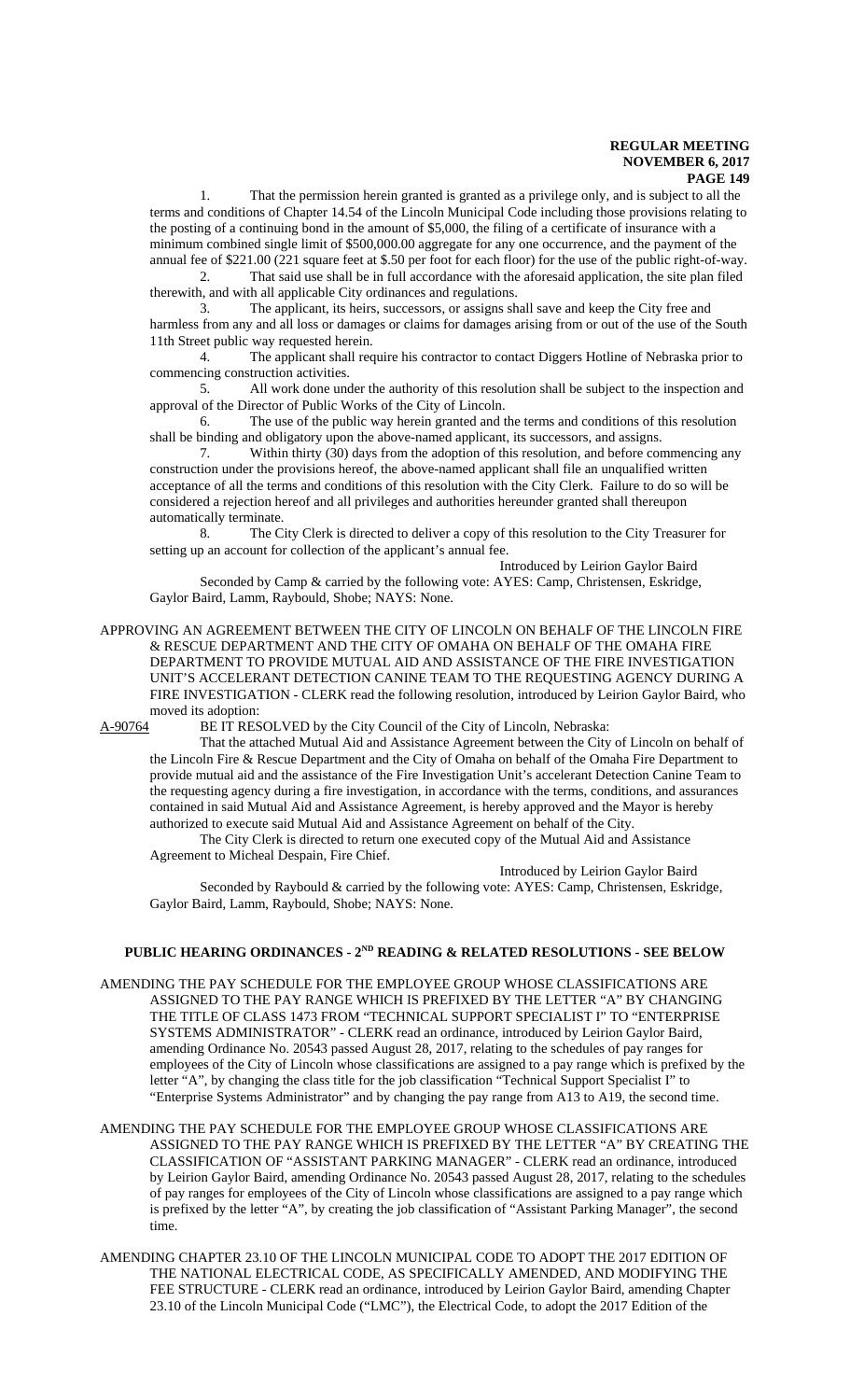1. That the permission herein granted is granted as a privilege only, and is subject to all the terms and conditions of Chapter 14.54 of the Lincoln Municipal Code including those provisions relating to the posting of a continuing bond in the amount of $5,000, the filing of a certificate of insurance with a minimum combined single limit of $500,000.00 aggregate for any one occurrence, and the payment of the annual fee of $221.00 (221 square feet at $.50 per foot for each floor) for the use of the public right-of-way.

2. That said use shall be in full accordance with the aforesaid application, the site plan filed therewith, and with all applicable City ordinances and regulations.

3. The applicant, its heirs, successors, or assigns shall save and keep the City free and harmless from any and all loss or damages or claims for damages arising from or out of the use of the South 11th Street public way requested herein.

4. The applicant shall require his contractor to contact Diggers Hotline of Nebraska prior to commencing construction activities.

5. All work done under the authority of this resolution shall be subject to the inspection and approval of the Director of Public Works of the City of Lincoln.

6. The use of the public way herein granted and the terms and conditions of this resolution shall be binding and obligatory upon the above-named applicant, its successors, and assigns.

7. Within thirty (30) days from the adoption of this resolution, and before commencing any construction under the provisions hereof, the above-named applicant shall file an unqualified written acceptance of all the terms and conditions of this resolution with the City Clerk. Failure to do so will be considered a rejection hereof and all privileges and authorities hereunder granted shall thereupon automatically terminate.

8. The City Clerk is directed to deliver a copy of this resolution to the City Treasurer for setting up an account for collection of the applicant's annual fee.

Introduced by Leirion Gaylor Baird

Seconded by Camp & carried by the following vote: AYES: Camp, Christensen, Eskridge, Gaylor Baird, Lamm, Raybould, Shobe; NAYS: None.

APPROVING AN AGREEMENT BETWEEN THE CITY OF LINCOLN ON BEHALF OF THE LINCOLN FIRE & RESCUE DEPARTMENT AND THE CITY OF OMAHA ON BEHALF OF THE OMAHA FIRE DEPARTMENT TO PROVIDE MUTUAL AID AND ASSISTANCE OF THE FIRE INVESTIGATION UNIT'S ACCELERANT DETECTION CANINE TEAM TO THE REQUESTING AGENCY DURING A FIRE INVESTIGATION - CLERK read the following resolution, introduced by Leirion Gaylor Baird, who moved its adoption:

A-90764 BE IT RESOLVED by the City Council of the City of Lincoln, Nebraska:

That the attached Mutual Aid and Assistance Agreement between the City of Lincoln on behalf of the Lincoln Fire & Rescue Department and the City of Omaha on behalf of the Omaha Fire Department to provide mutual aid and the assistance of the Fire Investigation Unit's accelerant Detection Canine Team to the requesting agency during a fire investigation, in accordance with the terms, conditions, and assurances contained in said Mutual Aid and Assistance Agreement, is hereby approved and the Mayor is hereby authorized to execute said Mutual Aid and Assistance Agreement on behalf of the City.

The City Clerk is directed to return one executed copy of the Mutual Aid and Assistance Agreement to Micheal Despain, Fire Chief.

Introduced by Leirion Gaylor Baird

Seconded by Raybould & carried by the following vote: AYES: Camp, Christensen, Eskridge, Gaylor Baird, Lamm, Raybould, Shobe; NAYS: None.

## PUBLIC HEARING ORDINANCES - 2ND READING & RELATED RESOLUTIONS - SEE BELOW

AMENDING THE PAY SCHEDULE FOR THE EMPLOYEE GROUP WHOSE CLASSIFICATIONS ARE ASSIGNED TO THE PAY RANGE WHICH IS PREFIXED BY THE LETTER "A" BY CHANGING THE TITLE OF CLASS 1473 FROM "TECHNICAL SUPPORT SPECIALIST I" TO "ENTERPRISE SYSTEMS ADMINISTRATOR" - CLERK read an ordinance, introduced by Leirion Gaylor Baird, amending Ordinance No. 20543 passed August 28, 2017, relating to the schedules of pay ranges for employees of the City of Lincoln whose classifications are assigned to a pay range which is prefixed by the letter "A", by changing the class title for the job classification "Technical Support Specialist I" to "Enterprise Systems Administrator" and by changing the pay range from A13 to A19, the second time.

AMENDING THE PAY SCHEDULE FOR THE EMPLOYEE GROUP WHOSE CLASSIFICATIONS ARE ASSIGNED TO THE PAY RANGE WHICH IS PREFIXED BY THE LETTER "A" BY CREATING THE CLASSIFICATION OF "ASSISTANT PARKING MANAGER" - CLERK read an ordinance, introduced by Leirion Gaylor Baird, amending Ordinance No. 20543 passed August 28, 2017, relating to the schedules of pay ranges for employees of the City of Lincoln whose classifications are assigned to a pay range which is prefixed by the letter "A", by creating the job classification of "Assistant Parking Manager", the second time.

AMENDING CHAPTER 23.10 OF THE LINCOLN MUNICIPAL CODE TO ADOPT THE 2017 EDITION OF THE NATIONAL ELECTRICAL CODE, AS SPECIFICALLY AMENDED, AND MODIFYING THE FEE STRUCTURE - CLERK read an ordinance, introduced by Leirion Gaylor Baird, amending Chapter 23.10 of the Lincoln Municipal Code ("LMC"), the Electrical Code, to adopt the 2017 Edition of the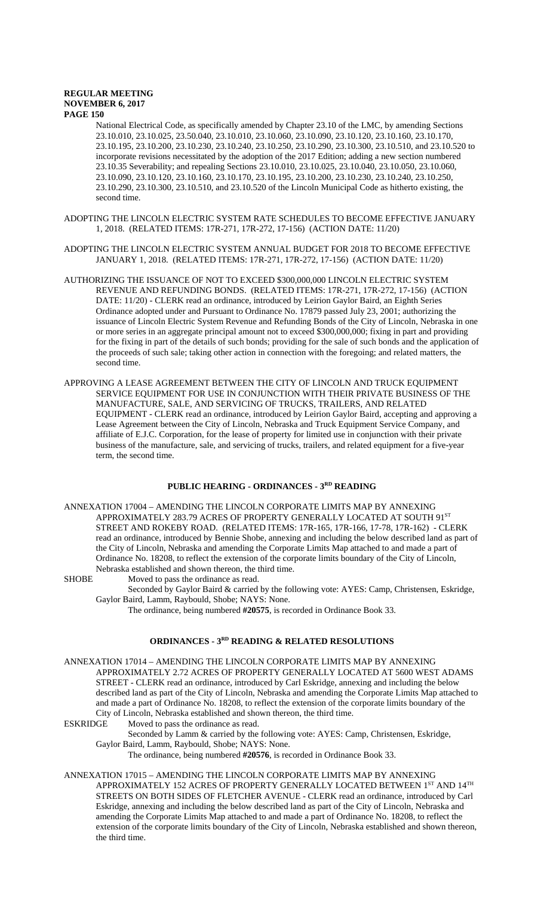National Electrical Code, as specifically amended by Chapter 23.10 of the LMC, by amending Sections 23.10.010, 23.10.025, 23.50.040, 23.10.010, 23.10.060, 23.10.090, 23.10.120, 23.10.160, 23.10.170, 23.10.195, 23.10.200, 23.10.230, 23.10.240, 23.10.250, 23.10.290, 23.10.300, 23.10.510, and 23.10.520 to incorporate revisions necessitated by the adoption of the 2017 Edition; adding a new section numbered 23.10.35 Severability; and repealing Sections 23.10.010, 23.10.025, 23.10.040, 23.10.050, 23.10.060, 23.10.090, 23.10.120, 23.10.160, 23.10.170, 23.10.195, 23.10.200, 23.10.230, 23.10.240, 23.10.250, 23.10.290, 23.10.300, 23.10.510, and 23.10.520 of the Lincoln Municipal Code as hitherto existing, the second time.

ADOPTING THE LINCOLN ELECTRIC SYSTEM RATE SCHEDULES TO BECOME EFFECTIVE JANUARY 1, 2018. (RELATED ITEMS: 17R-271, 17R-272, 17-156) (ACTION DATE: 11/20)

ADOPTING THE LINCOLN ELECTRIC SYSTEM ANNUAL BUDGET FOR 2018 TO BECOME EFFECTIVE JANUARY 1, 2018. (RELATED ITEMS: 17R-271, 17R-272, 17-156) (ACTION DATE: 11/20)

AUTHORIZING THE ISSUANCE OF NOT TO EXCEED $300,000,000 LINCOLN ELECTRIC SYSTEM REVENUE AND REFUNDING BONDS. (RELATED ITEMS: 17R-271, 17R-272, 17-156) (ACTION DATE: 11/20) - CLERK read an ordinance, introduced by Leirion Gaylor Baird, an Eighth Series Ordinance adopted under and Pursuant to Ordinance No. 17879 passed July 23, 2001; authorizing the issuance of Lincoln Electric System Revenue and Refunding Bonds of the City of Lincoln, Nebraska in one or more series in an aggregate principal amount not to exceed $300,000,000; fixing in part and providing for the fixing in part of the details of such bonds; providing for the sale of such bonds and the application of the proceeds of such sale; taking other action in connection with the foregoing; and related matters, the second time.

APPROVING A LEASE AGREEMENT BETWEEN THE CITY OF LINCOLN AND TRUCK EQUIPMENT SERVICE EQUIPMENT FOR USE IN CONJUNCTION WITH THEIR PRIVATE BUSINESS OF THE MANUFACTURE, SALE, AND SERVICING OF TRUCKS, TRAILERS, AND RELATED EQUIPMENT - CLERK read an ordinance, introduced by Leirion Gaylor Baird, accepting and approving a Lease Agreement between the City of Lincoln, Nebraska and Truck Equipment Service Company, and affiliate of E.J.C. Corporation, for the lease of property for limited use in conjunction with their private business of the manufacture, sale, and servicing of trucks, trailers, and related equipment for a five-year term, the second time.

## PUBLIC HEARING - ORDINANCES - 3RD READING

ANNEXATION 17004 – AMENDING THE LINCOLN CORPORATE LIMITS MAP BY ANNEXING APPROXIMATELY 283.79 ACRES OF PROPERTY GENERALLY LOCATED AT SOUTH 91ST STREET AND ROKEBY ROAD. (RELATED ITEMS: 17R-165, 17R-166, 17-78, 17R-162) - CLERK read an ordinance, introduced by Bennie Shobe, annexing and including the below described land as part of the City of Lincoln, Nebraska and amending the Corporate Limits Map attached to and made a part of Ordinance No. 18208, to reflect the extension of the corporate limits boundary of the City of Lincoln, Nebraska established and shown thereon, the third time.

SHOBE Moved to pass the ordinance as read.

Seconded by Gaylor Baird & carried by the following vote: AYES: Camp, Christensen, Eskridge, Gaylor Baird, Lamm, Raybould, Shobe; NAYS: None.

The ordinance, being numbered **#20575**, is recorded in Ordinance Book 33.

## ORDINANCES - 3RD READING & RELATED RESOLUTIONS

ANNEXATION 17014 – AMENDING THE LINCOLN CORPORATE LIMITS MAP BY ANNEXING APPROXIMATELY 2.72 ACRES OF PROPERTY GENERALLY LOCATED AT 5600 WEST ADAMS STREET - CLERK read an ordinance, introduced by Carl Eskridge, annexing and including the below described land as part of the City of Lincoln, Nebraska and amending the Corporate Limits Map attached to and made a part of Ordinance No. 18208, to reflect the extension of the corporate limits boundary of the City of Lincoln, Nebraska established and shown thereon, the third time.

ESKRIDGE Moved to pass the ordinance as read.

Seconded by Lamm & carried by the following vote: AYES: Camp, Christensen, Eskridge, Gaylor Baird, Lamm, Raybould, Shobe; NAYS: None.

The ordinance, being numbered **#20576**, is recorded in Ordinance Book 33.

ANNEXATION 17015 – AMENDING THE LINCOLN CORPORATE LIMITS MAP BY ANNEXING APPROXIMATELY 152 ACRES OF PROPERTY GENERALLY LOCATED BETWEEN 1ST AND 14TH STREETS ON BOTH SIDES OF FLETCHER AVENUE - CLERK read an ordinance, introduced by Carl Eskridge, annexing and including the below described land as part of the City of Lincoln, Nebraska and amending the Corporate Limits Map attached to and made a part of Ordinance No. 18208, to reflect the extension of the corporate limits boundary of the City of Lincoln, Nebraska established and shown thereon, the third time.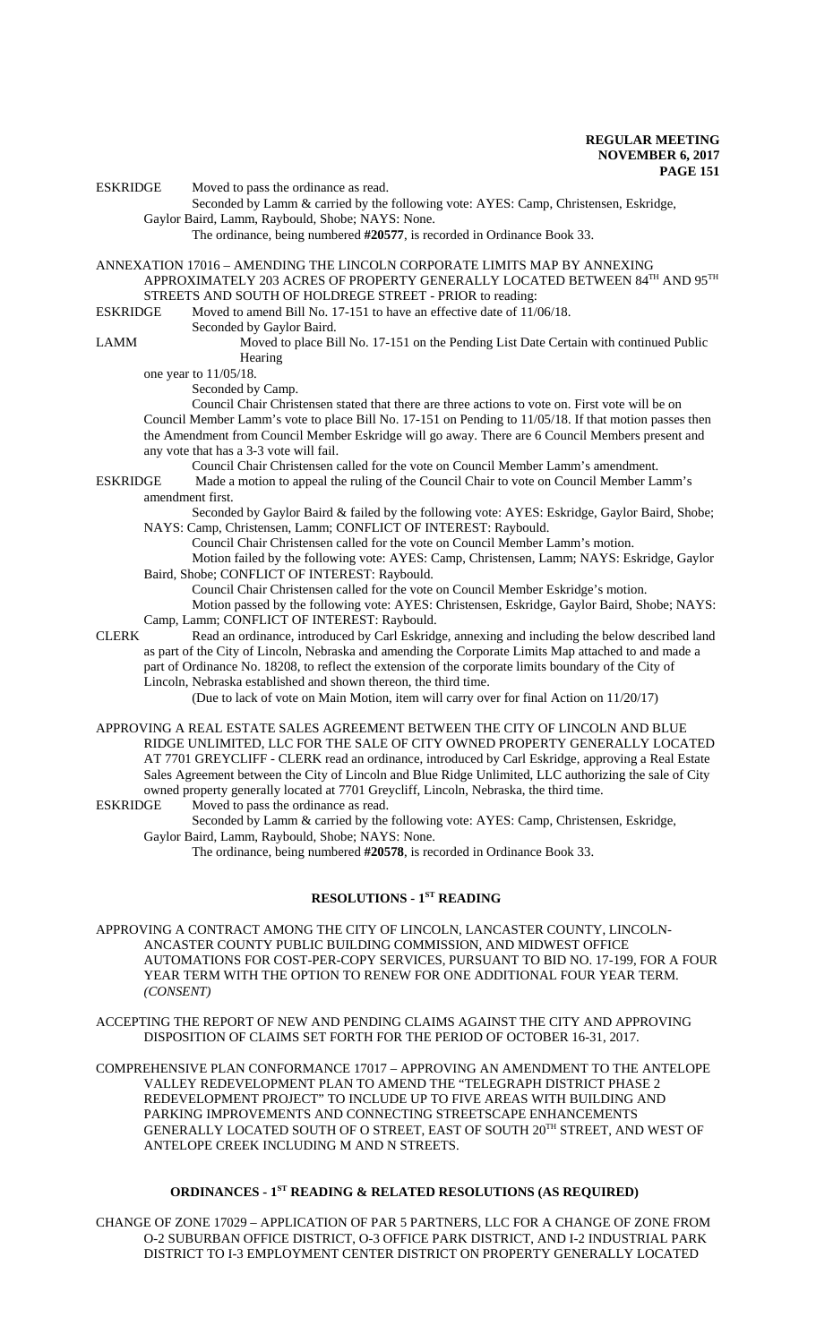ESKRIDGE Moved to pass the ordinance as read.

Seconded by Lamm & carried by the following vote: AYES: Camp, Christensen, Eskridge, Gaylor Baird, Lamm, Raybould, Shobe; NAYS: None.

The ordinance, being numbered **#20577**, is recorded in Ordinance Book 33.

ANNEXATION 17016 – AMENDING THE LINCOLN CORPORATE LIMITS MAP BY ANNEXING APPROXIMATELY 203 ACRES OF PROPERTY GENERALLY LOCATED BETWEEN 84TH AND 95TH STREETS AND SOUTH OF HOLDREGE STREET - PRIOR to reading:

ESKRIDGE Moved to amend Bill No. 17-151 to have an effective date of 11/06/18.

Seconded by Gaylor Baird.

LAMM Moved to place Bill No. 17-151 on the Pending List Date Certain with continued Public Hearing one year to 11/05/18.

Seconded by Camp.

Council Chair Christensen stated that there are three actions to vote on. First vote will be on Council Member Lamm's vote to place Bill No. 17-151 on Pending to 11/05/18. If that motion passes then the Amendment from Council Member Eskridge will go away. There are 6 Council Members present and any vote that has a 3-3 vote will fail.

Council Chair Christensen called for the vote on Council Member Lamm's amendment.

ESKRIDGE Made a motion to appeal the ruling of the Council Chair to vote on Council Member Lamm's amendment first.

Seconded by Gaylor Baird & failed by the following vote: AYES: Eskridge, Gaylor Baird, Shobe; NAYS: Camp, Christensen, Lamm; CONFLICT OF INTEREST: Raybould.

Council Chair Christensen called for the vote on Council Member Lamm's motion.

Motion failed by the following vote: AYES: Camp, Christensen, Lamm; NAYS: Eskridge, Gaylor Baird, Shobe; CONFLICT OF INTEREST: Raybould.

Council Chair Christensen called for the vote on Council Member Eskridge's motion.

Motion passed by the following vote: AYES: Christensen, Eskridge, Gaylor Baird, Shobe; NAYS: Camp, Lamm; CONFLICT OF INTEREST: Raybould.

CLERK Read an ordinance, introduced by Carl Eskridge, annexing and including the below described land as part of the City of Lincoln, Nebraska and amending the Corporate Limits Map attached to and made a part of Ordinance No. 18208, to reflect the extension of the corporate limits boundary of the City of Lincoln, Nebraska established and shown thereon, the third time.

(Due to lack of vote on Main Motion, item will carry over for final Action on 11/20/17)

APPROVING A REAL ESTATE SALES AGREEMENT BETWEEN THE CITY OF LINCOLN AND BLUE RIDGE UNLIMITED, LLC FOR THE SALE OF CITY OWNED PROPERTY GENERALLY LOCATED AT 7701 GREYCLIFF - CLERK read an ordinance, introduced by Carl Eskridge, approving a Real Estate Sales Agreement between the City of Lincoln and Blue Ridge Unlimited, LLC authorizing the sale of City owned property generally located at 7701 Greycliff, Lincoln, Nebraska, the third time.

ESKRIDGE Moved to pass the ordinance as read.

Seconded by Lamm & carried by the following vote: AYES: Camp, Christensen, Eskridge, Gaylor Baird, Lamm, Raybould, Shobe; NAYS: None.

The ordinance, being numbered **#20578**, is recorded in Ordinance Book 33.

## RESOLUTIONS - 1ST READING

APPROVING A CONTRACT AMONG THE CITY OF LINCOLN, LANCASTER COUNTY, LINCOLN-ANCASTER COUNTY PUBLIC BUILDING COMMISSION, AND MIDWEST OFFICE AUTOMATIONS FOR COST-PER-COPY SERVICES, PURSUANT TO BID NO. 17-199, FOR A FOUR YEAR TERM WITH THE OPTION TO RENEW FOR ONE ADDITIONAL FOUR YEAR TERM. *(CONSENT)*

ACCEPTING THE REPORT OF NEW AND PENDING CLAIMS AGAINST THE CITY AND APPROVING DISPOSITION OF CLAIMS SET FORTH FOR THE PERIOD OF OCTOBER 16-31, 2017.

COMPREHENSIVE PLAN CONFORMANCE 17017 – APPROVING AN AMENDMENT TO THE ANTELOPE VALLEY REDEVELOPMENT PLAN TO AMEND THE "TELEGRAPH DISTRICT PHASE 2 REDEVELOPMENT PROJECT" TO INCLUDE UP TO FIVE AREAS WITH BUILDING AND PARKING IMPROVEMENTS AND CONNECTING STREETSCAPE ENHANCEMENTS GENERALLY LOCATED SOUTH OF O STREET, EAST OF SOUTH 20TH STREET, AND WEST OF ANTELOPE CREEK INCLUDING M AND N STREETS.

## ORDINANCES - 1ST READING & RELATED RESOLUTIONS (AS REQUIRED)

CHANGE OF ZONE 17029 – APPLICATION OF PAR 5 PARTNERS, LLC FOR A CHANGE OF ZONE FROM O-2 SUBURBAN OFFICE DISTRICT, O-3 OFFICE PARK DISTRICT, AND I-2 INDUSTRIAL PARK DISTRICT TO I-3 EMPLOYMENT CENTER DISTRICT ON PROPERTY GENERALLY LOCATED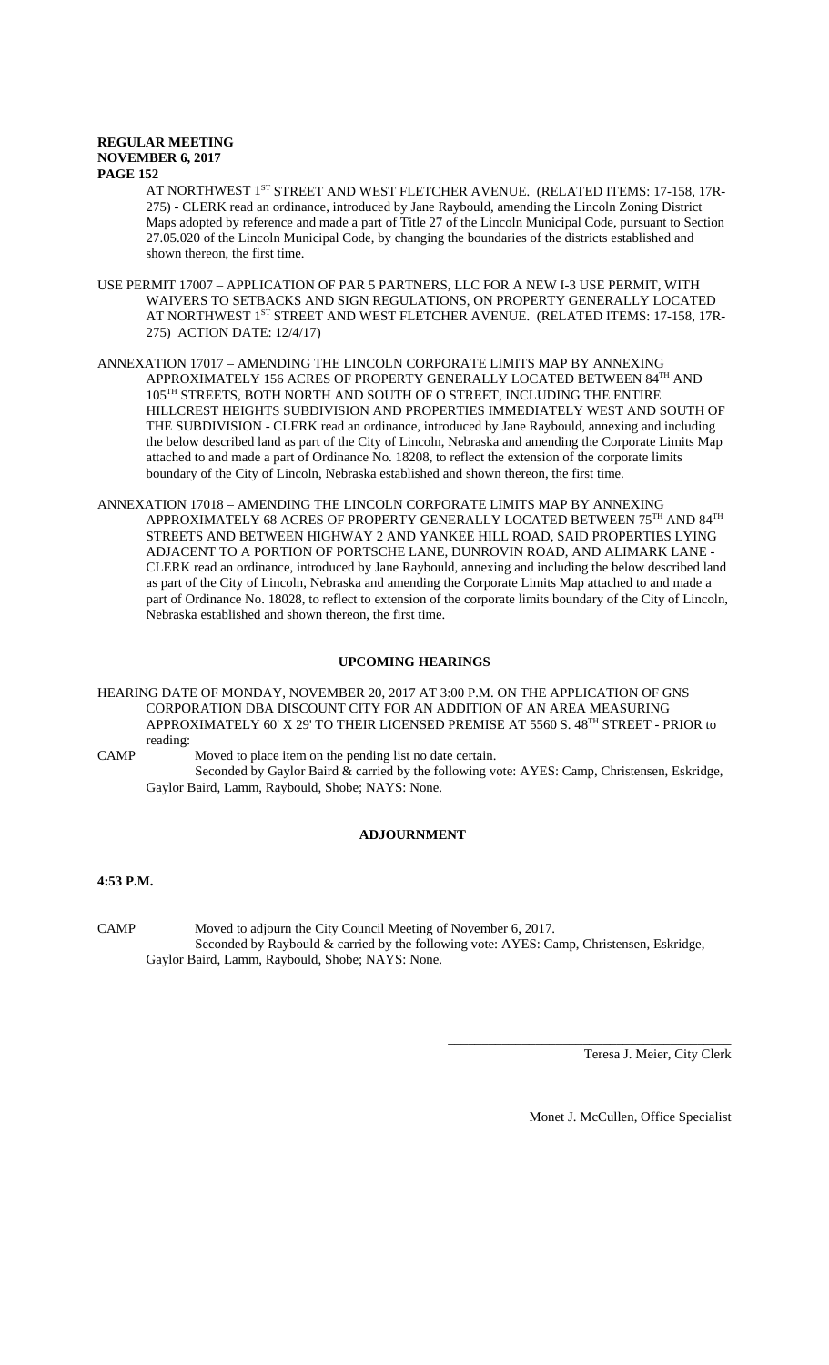AT NORTHWEST 1ST STREET AND WEST FLETCHER AVENUE. (RELATED ITEMS: 17-158, 17R-275) - CLERK read an ordinance, introduced by Jane Raybould, amending the Lincoln Zoning District Maps adopted by reference and made a part of Title 27 of the Lincoln Municipal Code, pursuant to Section 27.05.020 of the Lincoln Municipal Code, by changing the boundaries of the districts established and shown thereon, the first time.

USE PERMIT 17007 – APPLICATION OF PAR 5 PARTNERS, LLC FOR A NEW I-3 USE PERMIT, WITH WAIVERS TO SETBACKS AND SIGN REGULATIONS, ON PROPERTY GENERALLY LOCATED AT NORTHWEST 1ST STREET AND WEST FLETCHER AVENUE. (RELATED ITEMS: 17-158, 17R-275) ACTION DATE: 12/4/17)

ANNEXATION 17017 – AMENDING THE LINCOLN CORPORATE LIMITS MAP BY ANNEXING APPROXIMATELY 156 ACRES OF PROPERTY GENERALLY LOCATED BETWEEN 84TH AND 105TH STREETS, BOTH NORTH AND SOUTH OF O STREET, INCLUDING THE ENTIRE HILLCREST HEIGHTS SUBDIVISION AND PROPERTIES IMMEDIATELY WEST AND SOUTH OF THE SUBDIVISION - CLERK read an ordinance, introduced by Jane Raybould, annexing and including the below described land as part of the City of Lincoln, Nebraska and amending the Corporate Limits Map attached to and made a part of Ordinance No. 18208, to reflect the extension of the corporate limits boundary of the City of Lincoln, Nebraska established and shown thereon, the first time.

ANNEXATION 17018 – AMENDING THE LINCOLN CORPORATE LIMITS MAP BY ANNEXING APPROXIMATELY 68 ACRES OF PROPERTY GENERALLY LOCATED BETWEEN 75TH AND 84TH STREETS AND BETWEEN HIGHWAY 2 AND YANKEE HILL ROAD, SAID PROPERTIES LYING ADJACENT TO A PORTION OF PORTSCHE LANE, DUNROVIN ROAD, AND ALIMARK LANE - CLERK read an ordinance, introduced by Jane Raybould, annexing and including the below described land as part of the City of Lincoln, Nebraska and amending the Corporate Limits Map attached to and made a part of Ordinance No. 18028, to reflect to extension of the corporate limits boundary of the City of Lincoln, Nebraska established and shown thereon, the first time.

## UPCOMING HEARINGS

HEARING DATE OF MONDAY, NOVEMBER 20, 2017 AT 3:00 P.M. ON THE APPLICATION OF GNS CORPORATION DBA DISCOUNT CITY FOR AN ADDITION OF AN AREA MEASURING APPROXIMATELY 60' X 29' TO THEIR LICENSED PREMISE AT 5560 S. 48TH STREET - PRIOR to reading:

CAMP Moved to place item on the pending list no date certain.
Seconded by Gaylor Baird & carried by the following vote: AYES: Camp, Christensen, Eskridge, Gaylor Baird, Lamm, Raybould, Shobe; NAYS: None.

## ADJOURNMENT

**4:53 P.M.**

CAMP Moved to adjourn the City Council Meeting of November 6, 2017.
Seconded by Raybould & carried by the following vote: AYES: Camp, Christensen, Eskridge, Gaylor Baird, Lamm, Raybould, Shobe; NAYS: None.

Teresa J. Meier, City Clerk

Monet J. McCullen, Office Specialist